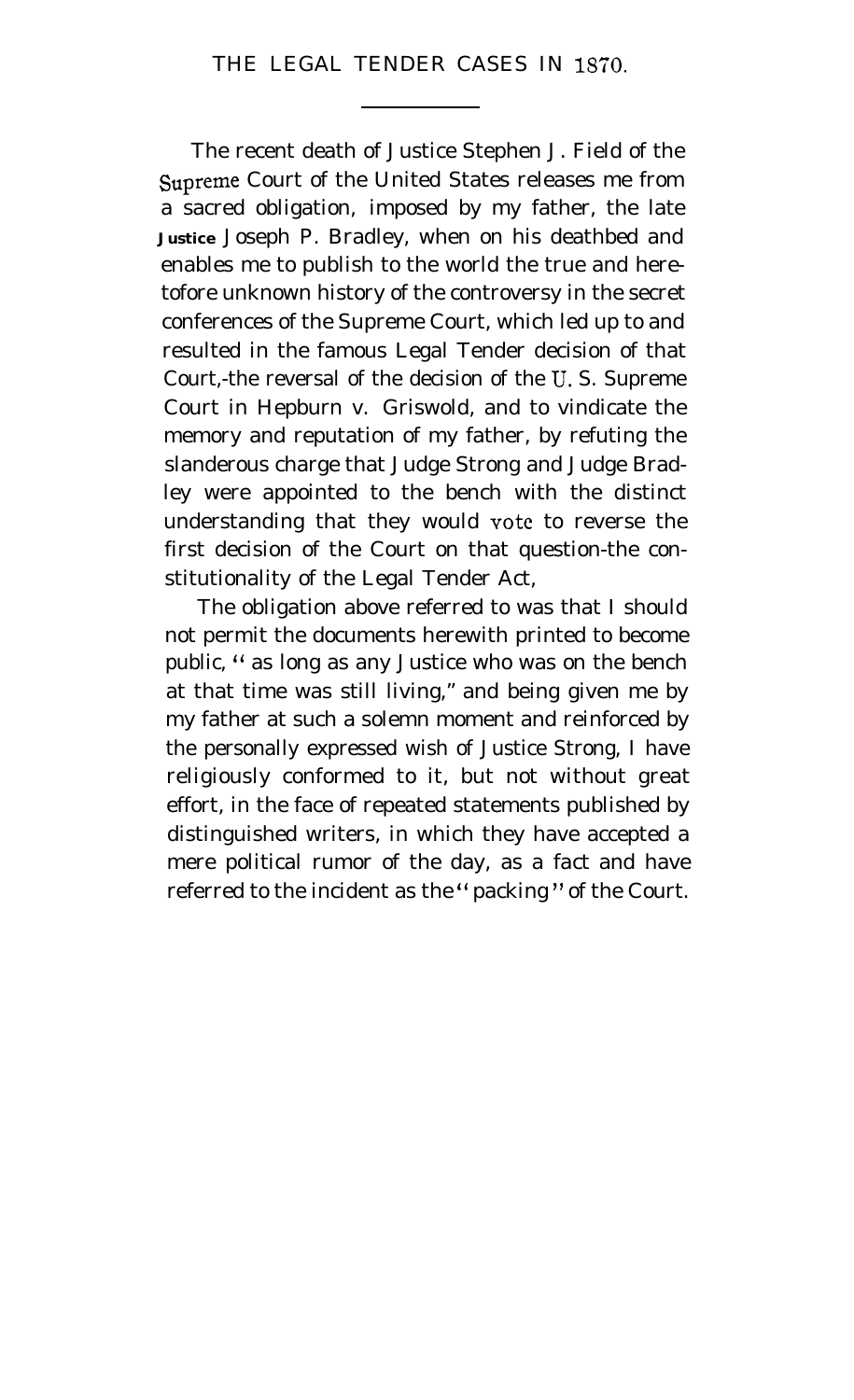# THE LEGAL TENDER CASES IN 1870.

The recent death of Justice Stephen J. Field of the Supreme Court of the United States releases me from a sacred obligation, imposed by my father, the late Justice Joseph P. Bradley, when on his deathbed and enables me to publish to the world the true and heretofore unknown history of the controversy in the secret conferences of the Supreme Court, which led up to and resulted in the famous Legal Tender decision of that Court,-the reversal of the decision of the U. S. Supreme Court in Hepburn v. Griswold, and to vindicate the memory and reputation of my father, by refuting the slanderous charge that Judge Strong and Judge Bradley were appointed to the bench with the distinct understanding that they would vote to reverse the first decision of the Court on that question-the constitutionality of the Legal Tender Act,

The obligation above referred to was that I should not permit the documents herewith printed to become public, " as long as any Justice who was on the bench at that time was still living," and being given me by my father at such a solemn moment and reinforced by the personally expressed wish of Justice Strong, I have religiously conformed to it, but not without great effort, in the face of repeated statements published by distinguished writers, in which they have accepted a mere political rumor of the day, as a fact and have referred to the incident as the "packing" of the Court.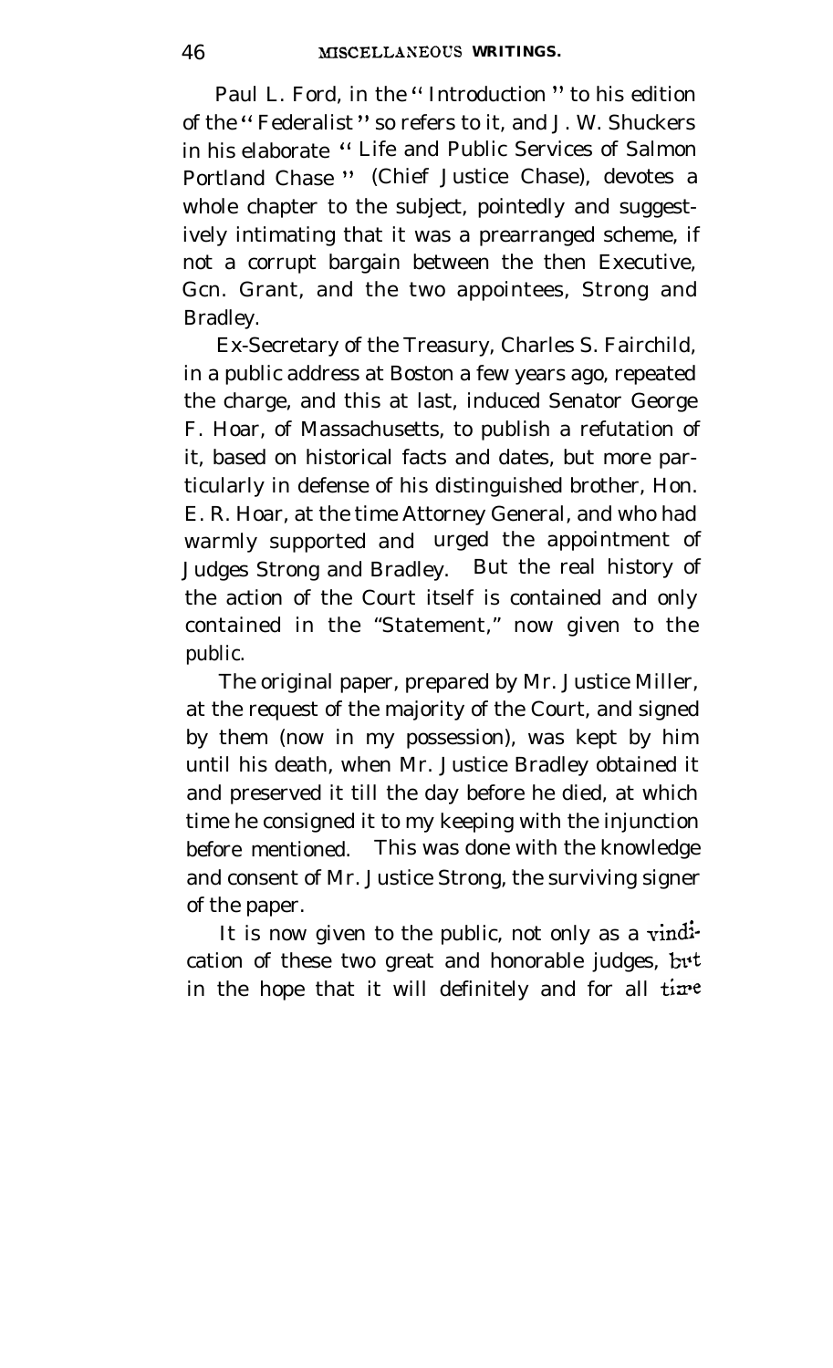Paul L. Ford, in the "Introduction" to his edition of the "Federalist" so refers to it, and J. W. Shuckers in his elaborate "Life and Public Services of Salmon Portland Chase" (Chief Justice Chase), devotes a whole chapter to the subject, pointedly and suggestively intimating that it was a prearranged scheme, if not a corrupt bargain between the then Executive, Gcn. Grant, and the two appointees, Strong and Bradley.

Ex-Secretary of the Treasury, Charles S. Fairchild, in a public address at Boston a few years ago, repeated the charge, and this at last, induced Senator George F. Hoar, of Massachusetts, to publish a refutation of it, based on historical facts and dates, but more particularly in defense of his distinguished brother, Hon. E. R. Hoar, at the time Attorney General, and who had warmly supported and urged the appointment of Judges Strong and Bradley. But the real history of the action of the Court itself is contained and only contained in the "Statement," now given to the public.

The original paper, prepared by Mr. Justice Miller, at the request of the majority of the Court, and signed by them (now in my possession), was kept by him until his death, when Mr. Justice Bradley obtained it and preserved it till the day before he died, at which time he consigned it to my keeping with the injunction before mentioned. This was done with the knowledge and consent of Mr. Justice Strong, the surviving signer of the paper.

It is now given to the public, not only as a vindication of these two great and honorable judges, but in the hope that it will definitely and for all time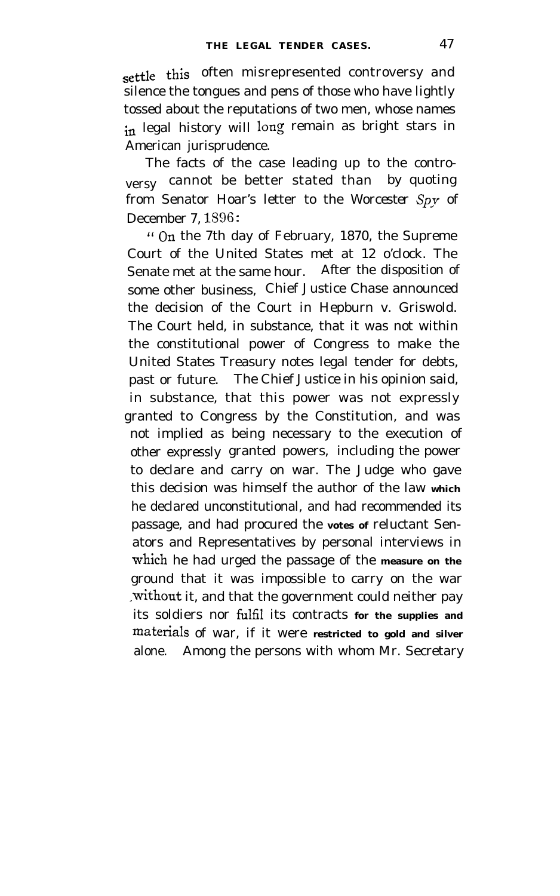settle this often misrepresented controversy and silence the tongues and pens of those who have lightly tossed about the reputations of two men, whose names in legal history will long remain as bright stars in American jurisprudence.

The facts of the case leading up to the controversy cannot be better stated than by quoting from Senator Hoar's letter to the *Worcester Spy* of December 7, 1896:

"On the 7th day of February, 1870, the Supreme Court of the United States met at 12 o'clock. The Senate met at the same hour. After the disposition of some other business, Chief Justice Chase announced the decision of the Court in Hepburn v. Griswold. The Court held, in substance, that it was not within the constitutional power of Congress to make the United States Treasury notes legal tender for debts, past or future. The Chief Justice in his opinion said, in substance, that this power was not expressly granted to Congress by the Constitution, and was not implied as being necessary to the execution of other expressly granted powers, including the power to declare and carry on war. The Judge who gave this decision was himself the author of the law which he declared unconstitutional, and had recommended its passage, and had procured the votes of reluctant Senators and Representatives by personal interviews in which he had urged the passage of the measure on the ground that it was impossible to carry on the war without it, and that the government could neither pay its soldiers nor fulfil its contracts for the supplies and materials of war, if it were restricted to gold and silver alone. Among the persons with whom Mr. Secretary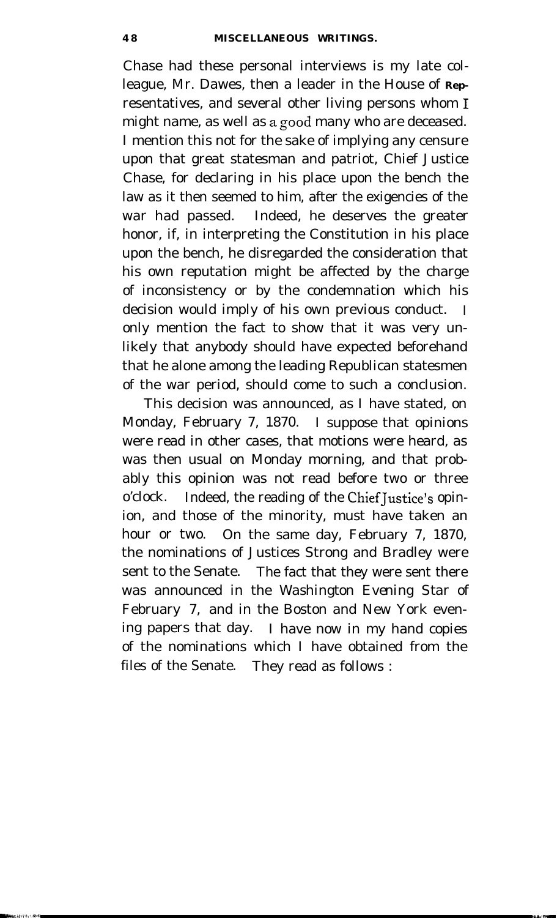Chase had these personal interviews is my late colleague, Mr. Dawes, then a leader in the House of Representatives, and several other living persons whom I might name, as well as a good many who are deceased. I mention this not for the sake of implying any censure upon that great statesman and patriot, Chief Justice Chase, for declaring in his place upon the bench the law as it then seemed to him, after the exigencies of the war had passed. Indeed, he deserves the greater honor, if, in interpreting the Constitution in his place upon the bench, he disregarded the consideration that his own reputation might be affected by the charge of inconsistency or by the condemnation which his decision would imply of his own previous conduct. I only mention the fact to show that it was very unlikely that anybody should have expected beforehand that he alone among the leading Republican statesmen of the war period, should come to such a conclusion.

This decision was announced, as I have stated, on Monday, February 7, 1870. I suppose that opinions were read in other cases, that motions were heard, as was then usual on Monday morning, and that probably this opinion was not read before two or three o'clock. Indeed, the reading of the Chief Justice's opinion, and those of the minority, must have taken an hour or two. On the same day, February 7, 1870, the nominations of Justices Strong and Bradley were sent to the Senate. The fact that they were sent there was announced in the Washington *Evening Star* of February 7, and in the Boston and New York evening papers that day. I have now in my hand copies of the nominations which I have obtained from the files of the Senate. They read as follows :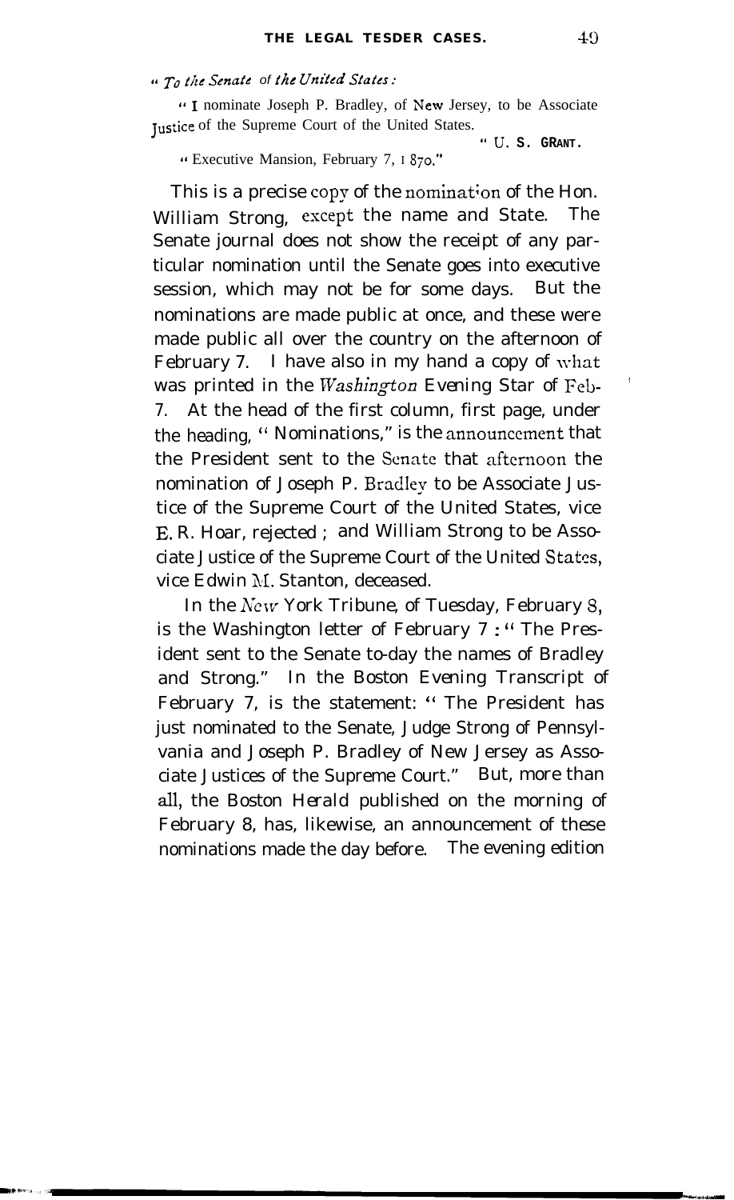"*To the Senate of the United States:*

"I nominate Joseph P. Bradley, of New Jersey, to be Associate Justice of the Supreme Court of the United States.

"U. S. GRANT.

"Executive Mansion, February 7, 1870."

This is a precise copy of the nomination of the Hon. William Strong, except the name and State. The Senate journal does not show the receipt of any particular nomination until the Senate goes into executive session, which may not be for some days. But the nominations are made public at once, and these were made public all over the country on the afternoon of February 7. I have also in my hand a copy of what was printed in the *Washington* Evening Star of Feb. 7. At the head of the first column, first page, under the heading, "Nominations," is the announcement that the President sent to the Senate that afternoon the nomination of Joseph P. Bradley to be Associate Justice of the Supreme Court of the United States, vice E. R. Hoar, rejected ; and William Strong to be Associate Justice of the Supreme Court of the United States, vice Edwin M. Stanton, deceased.

In the *New* York Tribune, of Tuesday, February 8, is the Washington letter of February 7 : "The President sent to the Senate to-day the names of Bradley and Strong." In the Boston Evening Transcript of February 7, is the statement: "The President has just nominated to the Senate, Judge Strong of Pennsylvania and Joseph P. Bradley of New Jersey as Associate Justices of the Supreme Court." But, more than all, the Boston Herald published on the morning of February 8, has, likewise, an announcement of these nominations made the day before. The evening edition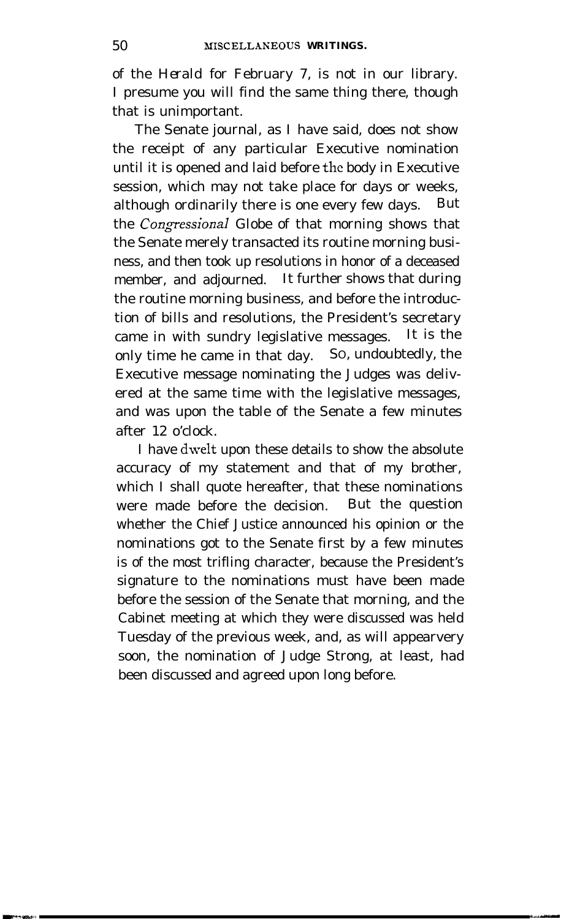of the *Herald* for February 7, is not in our library. I presume you will find the same thing there, though that is unimportant.

The Senate journal, as I have said, does not show the receipt of any particular Executive nomination until it is opened and laid before the body in Executive session, which may not take place for days or weeks, although ordinarily there is one every few days. But the *Congressional Globe* of that morning shows that the Senate merely transacted its routine morning business, and then took up resolutions in honor of a deceased member, and adjourned. It further shows that during the routine morning business, and before the introduction of bills and resolutions, the President's secretary came in with sundry legislative messages. It is the only time he came in that day. So, undoubtedly, the Executive message nominating the Judges was delivered at the same time with the legislative messages, and was upon the table of the Senate a few minutes after 12 o'clock.

I have dwelt upon these details to show the absolute accuracy of my statement and that of my brother, which I shall quote hereafter, that these nominations were made before the decision. But the question whether the Chief Justice announced his opinion or the nominations got to the Senate first by a few minutes is of the most trifling character, because the President's signature to the nominations must have been made before the session of the Senate that morning, and the Cabinet meeting at which they were discussed was held Tuesday of the previous week, and, as will appearvery soon, the nomination of Judge Strong, at least, had been discussed and agreed upon long before.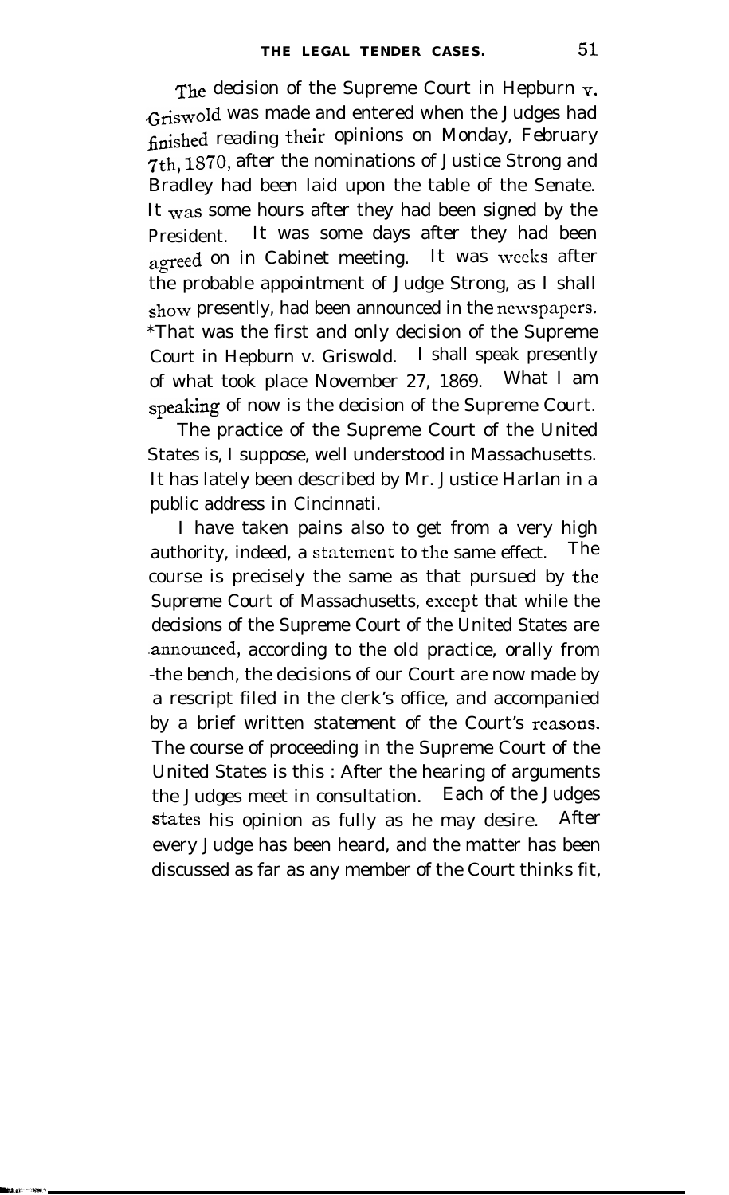The decision of the Supreme Court in Hepburn v. Griswold was made and entered when the Judges had finished reading their opinions on Monday, February 7th, 1870, after the nominations of Justice Strong and Bradley had been laid upon the table of the Senate. It was some hours after they had been signed by the President. It was some days after they had been agreed on in Cabinet meeting. It was weeks after the probable appointment of Judge Strong, as I shall show presently, had been announced in the newspapers. *That was the first and only decision of the Supreme Court in Hepburn v. Griswold. I shall speak presently of what took place November 27, 1869. What I am speaking of now is the decision of the Supreme Court.

The practice of the Supreme Court of the United States is, I suppose, well understood in Massachusetts. It has lately been described by Mr. Justice Harlan in a public address in Cincinnati.

I have taken pains also to get from a very high authority, indeed, a statement to the same effect. The course is precisely the same as that pursued by the Supreme Court of Massachusetts, except that while the decisions of the Supreme Court of the United States are announced, according to the old practice, orally from the bench, the decisions of our Court are now made by a rescript filed in the clerk's office, and accompanied by a brief written statement of the Court's reasons. The course of proceeding in the Supreme Court of the United States is this : After the hearing of arguments the Judges meet in consultation. Each of the Judges states his opinion as fully as he may desire. After every Judge has been heard, and the matter has been discussed as far as any member of the Court thinks fit,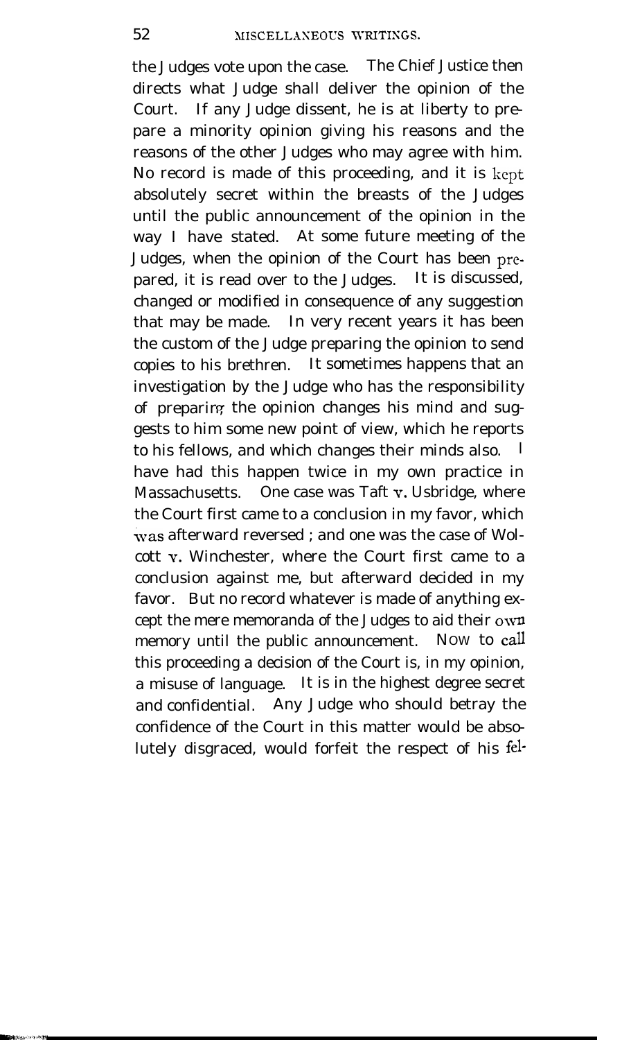the Judges vote upon the case. The Chief Justice then directs what Judge shall deliver the opinion of the Court. If any Judge dissent, he is at liberty to prepare a minority opinion giving his reasons and the reasons of the other Judges who may agree with him. No record is made of this proceeding, and it is kept absolutely secret within the breasts of the Judges until the public announcement of the opinion in the way I have stated. At some future meeting of the Judges, when the opinion of the Court has been prepared, it is read over to the Judges. It is discussed, changed or modified in consequence of any suggestion that may be made. In very recent years it has been the custom of the Judge preparing the opinion to send copies to his brethren. It sometimes happens that an investigation by the Judge who has the responsibility of preparing the opinion changes his mind and suggests to him some new point of view, which he reports to his fellows, and which changes their minds also. I have had this happen twice in my own practice in Massachusetts. One case was Taft v. Usbridge, where the Court first came to a conclusion in my favor, which was afterward reversed ; and one was the case of Wolcott v. Winchester, where the Court first came to a conclusion against me, but afterward decided in my favor. But no record whatever is made of anything except the mere memoranda of the Judges to aid their own memory until the public announcement. Now to call this proceeding a decision of the Court is, in my opinion, a misuse of language. It is in the highest degree secret and confidential. Any Judge who should betray the confidence of the Court in this matter would be absolutely disgraced, would forfeit the respect of his fel-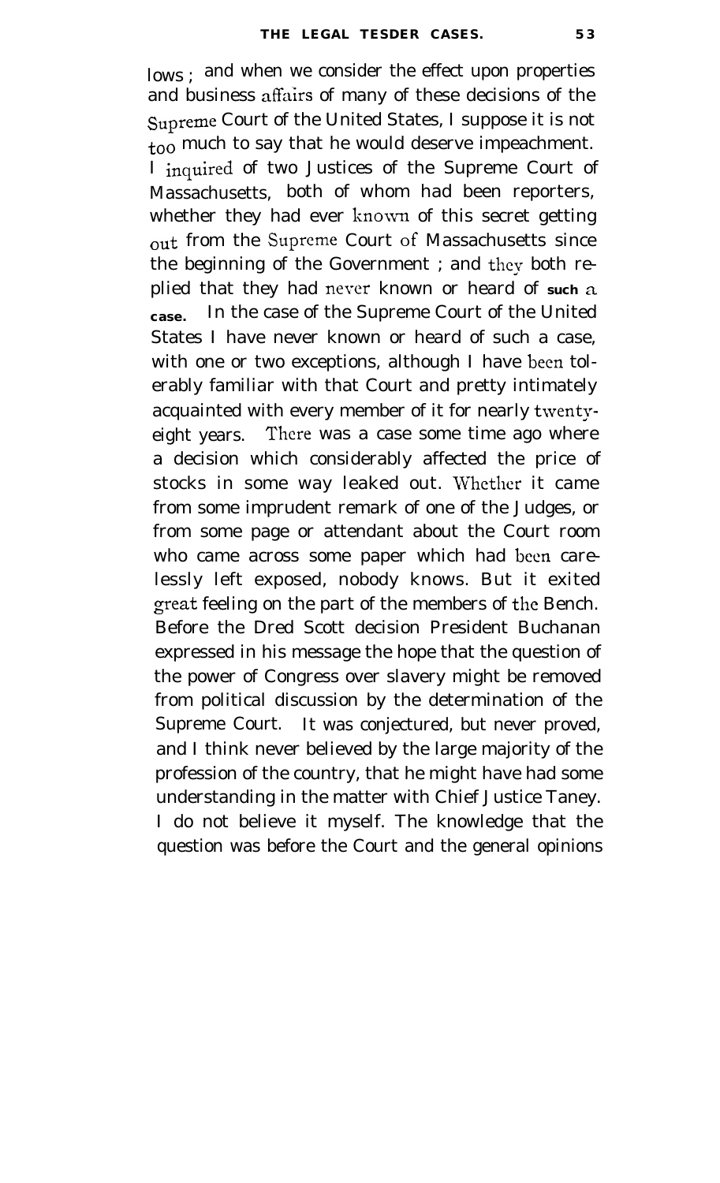lows ; and when we consider the effect upon properties and business affairs of many of these decisions of the Supreme Court of the United States, I suppose it is not too much to say that he would deserve impeachment. I inquired of two Justices of the Supreme Court of Massachusetts, both of whom had been reporters, whether they had ever known of this secret getting out from the Supreme Court of Massachusetts since the beginning of the Government ; and they both replied that they had never known or heard of **such a case.** In the case of the Supreme Court of the United States I have never known or heard of such a case, with one or two exceptions, although I have been tolerably familiar with that Court and pretty intimately acquainted with every member of it for nearly twenty-eight years. There was a case some time ago where a decision which considerably affected the price of stocks in some way leaked out. Whether it came from some imprudent remark of one of the Judges, or from some page or attendant about the Court room who came across some paper which had been carelessly left exposed, nobody knows. But it exited great feeling on the part of the members of the Bench. Before the Dred Scott decision President Buchanan expressed in his message the hope that the question of the power of Congress over slavery might be removed from political discussion by the determination of the Supreme Court. It was conjectured, but never proved, and I think never believed by the large majority of the profession of the country, that he might have had some understanding in the matter with Chief Justice Taney. I do not believe it myself. The knowledge that the question was before the Court and the general opinions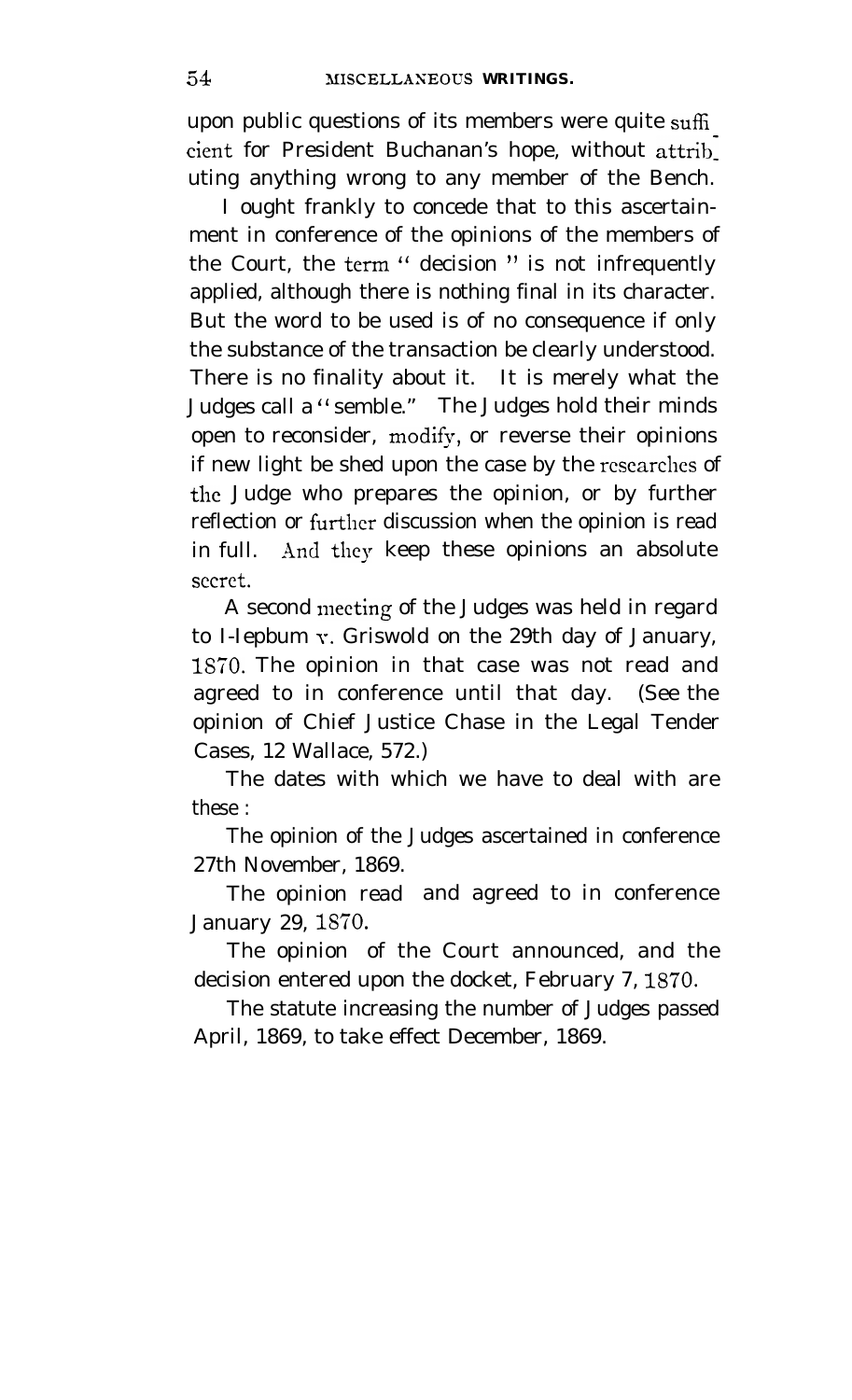upon public questions of its members were quite sufficient for President Buchanan's hope, without attributing anything wrong to any member of the Bench.

I ought frankly to concede that to this ascertainment in conference of the opinions of the members of the Court, the term " decision " is not infrequently applied, although there is nothing final in its character. But the word to be used is of no consequence if only the substance of the transaction be clearly understood. There is no finality about it. It is merely what the Judges call a "semble." The Judges hold their minds open to reconsider, modify, or reverse their opinions if new light be shed upon the case by the researches of the Judge who prepares the opinion, or by further reflection or further discussion when the opinion is read in full. And they keep these opinions an absolute secret.

A second meeting of the Judges was held in regard to Hepburn v. Griswold on the 29th day of January, 1870. The opinion in that case was not read and agreed to in conference until that day. (See the opinion of Chief Justice Chase in the Legal Tender Cases, 12 Wallace, 572.)

The dates with which we have to deal with are these :

The opinion of the Judges ascertained in conference 27th November, 1869.

The opinion read and agreed to in conference January 29, 1870.

The opinion of the Court announced, and the decision entered upon the docket, February 7, 1870.

The statute increasing the number of Judges passed April, 1869, to take effect December, 1869.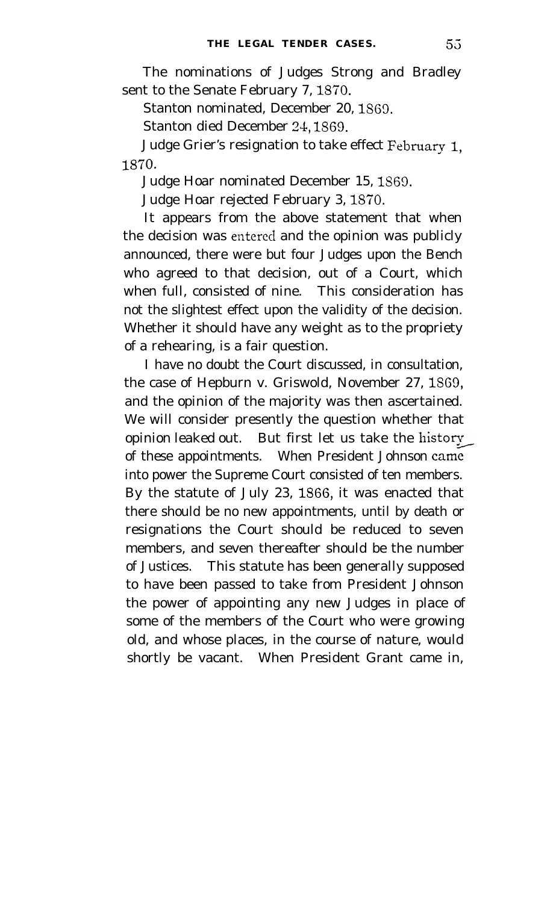The nominations of Judges Strong and Bradley sent to the Senate February 7, 1870.

Stanton nominated, December 20, 1869.

Stanton died December 24, 1869.

Judge Grier's resignation to take effect February 1, 1870.

Judge Hoar nominated December 15, 1869.

Judge Hoar rejected February 3, 1870.

It appears from the above statement that when the decision was entered and the opinion was publicly announced, there were but four Judges upon the Bench who agreed to that decision, out of a Court, which when full, consisted of nine. This consideration has not the slightest effect upon the validity of the decision. Whether it should have any weight as to the propriety of a rehearing, is a fair question.

I have no doubt the Court discussed, in consultation, the case of Hepburn v. Griswold, November 27, 1869, and the opinion of the majority was then ascertained. We will consider presently the question whether that opinion leaked out. But first let us take the history of these appointments. When President Johnson came into power the Supreme Court consisted of ten members. By the statute of July 23, 1866, it was enacted that there should be no new appointments, until by death or resignations the Court should be reduced to seven members, and seven thereafter should be the number of Justices. This statute has been generally supposed to have been passed to take from President Johnson the power of appointing any new Judges in place of some of the members of the Court who were growing old, and whose places, in the course of nature, would shortly be vacant. When President Grant came in,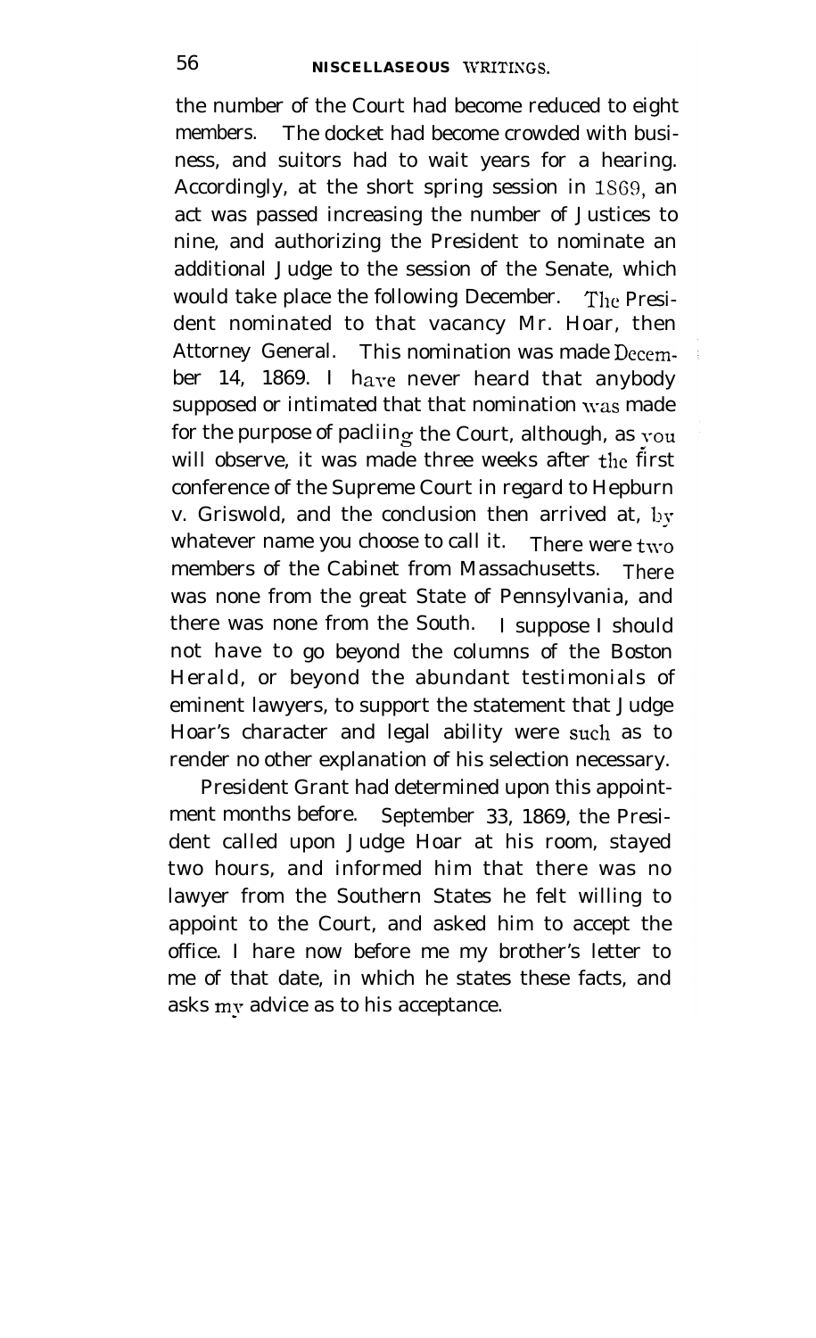the number of the Court had become reduced to eight members. The docket had become crowded with business, and suitors had to wait years for a hearing. Accordingly, at the short spring session in 1869, an act was passed increasing the number of Justices to nine, and authorizing the President to nominate an additional Judge to the session of the Senate, which would take place the following December. The President nominated to that vacancy Mr. Hoar, then Attorney General. This nomination was made December 14, 1869. I have never heard that anybody supposed or intimated that that nomination was made for the purpose of packing the Court, although, as you will observe, it was made three weeks after the first conference of the Supreme Court in regard to Hepburn v. Griswold, and the conclusion then arrived at, by whatever name you choose to call it. There were two members of the Cabinet from Massachusetts. There was none from the great State of Pennsylvania, and there was none from the South. I suppose I should not have to go beyond the columns of the Boston Herald, or beyond the abundant testimonials of eminent lawyers, to support the statement that Judge Hoar's character and legal ability were such as to render no other explanation of his selection necessary.

President Grant had determined upon this appointment months before. September 33, 1869, the President called upon Judge Hoar at his room, stayed two hours, and informed him that there was no lawyer from the Southern States he felt willing to appoint to the Court, and asked him to accept the office. I hare now before me my brother's letter to me of that date, in which he states these facts, and asks my advice as to his acceptance.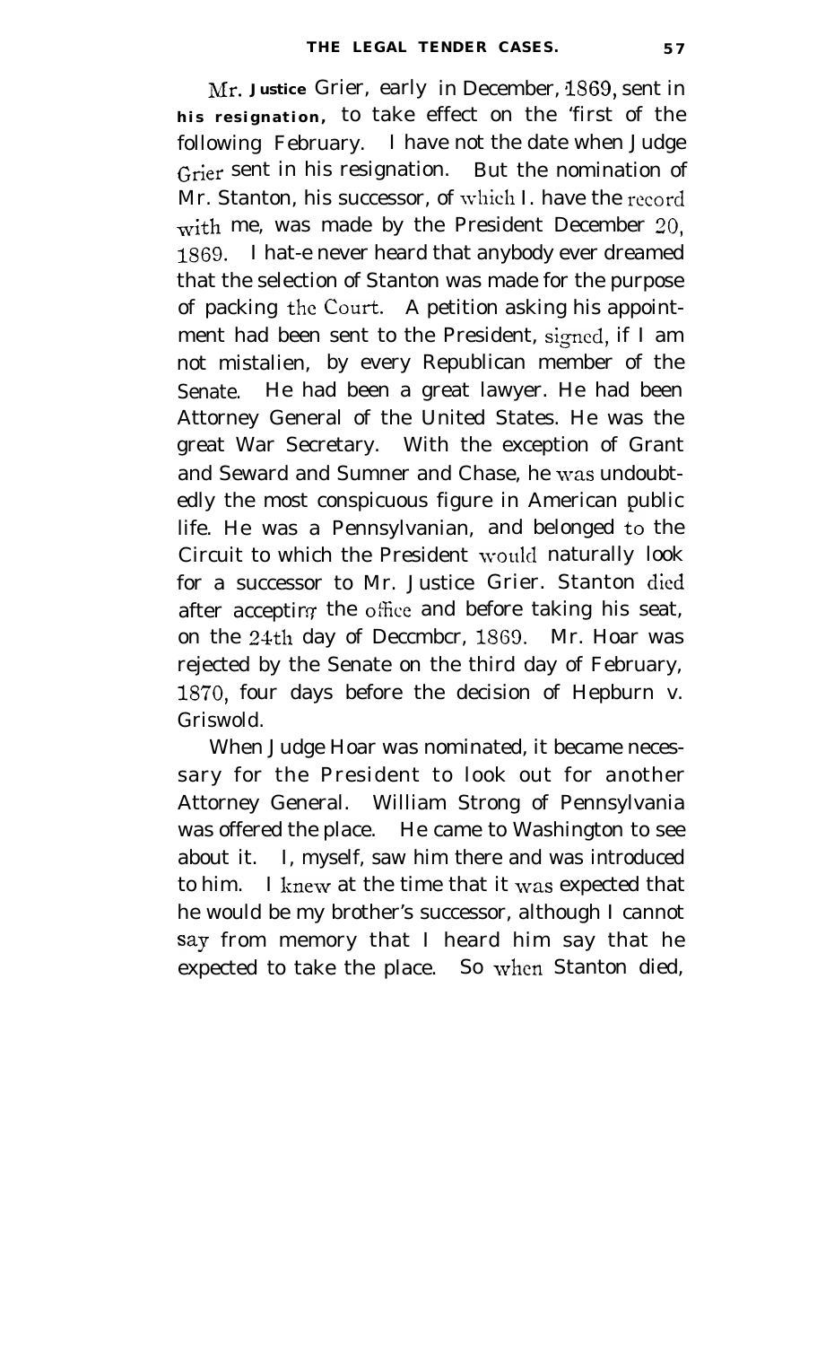Mr. Justice Grier, early in December, 1869, sent in his resignation, to take effect on the 'first of the following February. I have not the date when Judge Grier sent in his resignation. But the nomination of Mr. Stanton, his successor, of which I. have the record with me, was made by the President December 20, 1869. I hat-e never heard that anybody ever dreamed that the selection of Stanton was made for the purpose of packing the Court. A petition asking his appointment had been sent to the President, signed, if I am not mistalien, by every Republican member of the Senate. He had been a great lawyer. He had been Attorney General of the United States. He was the great War Secretary. With the exception of Grant and Seward and Sumner and Chase, he was undoubtedly the most conspicuous figure in American public life. He was a Pennsylvanian, and belonged to the Circuit to which the President would naturally look for a successor to Mr. Justice Grier. Stanton died after acceptinq the office and before taking his seat, on the 24th day of Deccmbcr, 1869. Mr. Hoar was rejected by the Senate on the third day of February, 1870, four days before the decision of Hepburn v. Griswold.

When Judge Hoar was nominated, it became necessary for the President to look out for another Attorney General. William Strong of Pennsylvania was offered the place. He came to Washington to see about it. I, myself, saw him there and was introduced to him. I knew at the time that it was expected that he would be my brother's successor, although I cannot say from memory that I heard him say that he expected to take the place. So when Stanton died,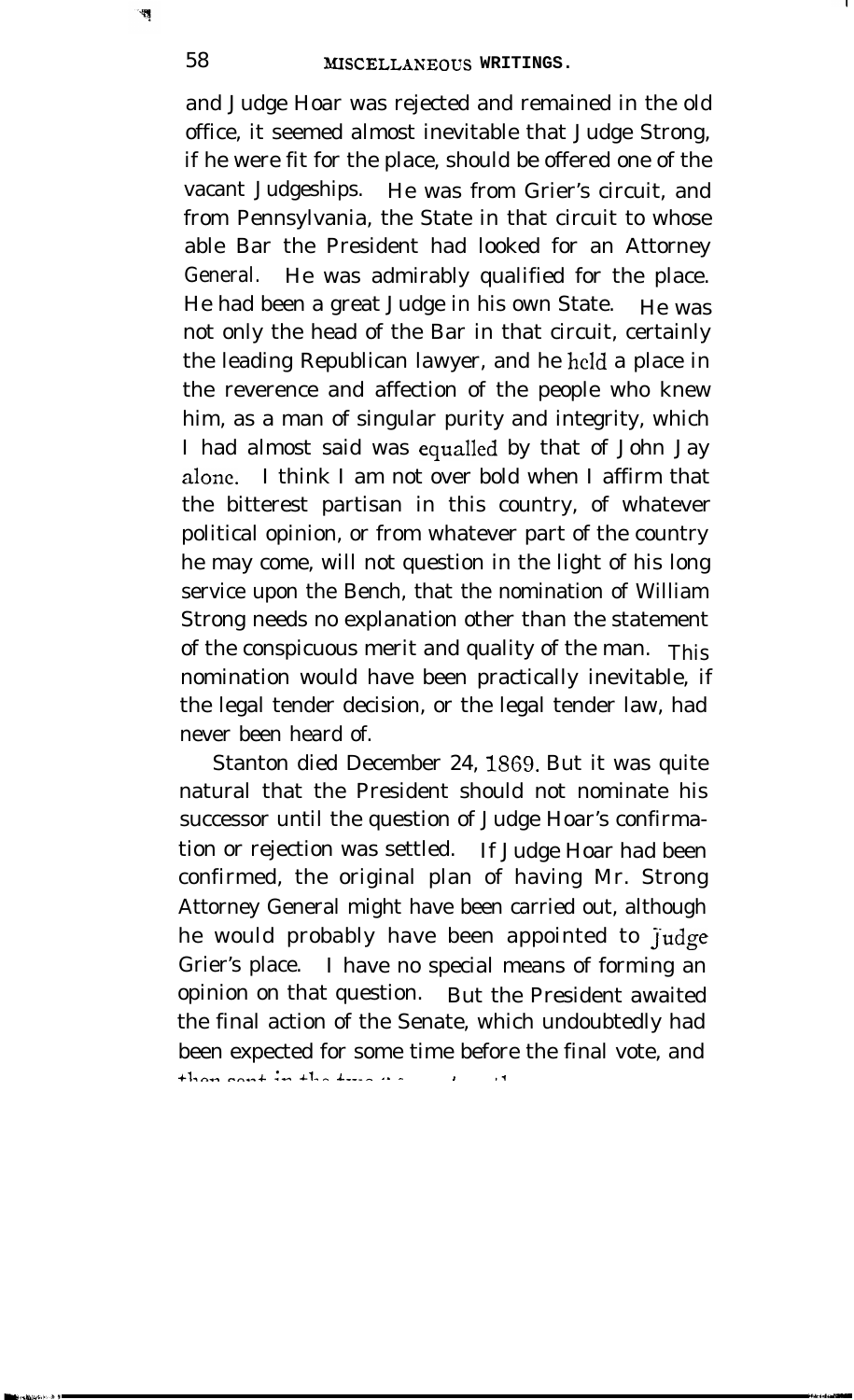and Judge Hoar was rejected and remained in the old office, it seemed almost inevitable that Judge Strong, if he were fit for the place, should be offered one of the vacant Judgeships. He was from Grier's circuit, and from Pennsylvania, the State in that circuit to whose able Bar the President had looked for an Attorney General. He was admirably qualified for the place. He had been a great Judge in his own State. He was not only the head of the Bar in that circuit, certainly the leading Republican lawyer, and he held a place in the reverence and affection of the people who knew him, as a man of singular purity and integrity, which I had almost said was equalled by that of John Jay alone. I think I am not over bold when I affirm that the bitterest partisan in this country, of whatever political opinion, or from whatever part of the country he may come, will not question in the light of his long service upon the Bench, that the nomination of William Strong needs no explanation other than the statement of the conspicuous merit and quality of the man. This nomination would have been practically inevitable, if the legal tender decision, or the legal tender law, had never been heard of.

Stanton died December 24, 1869. But it was quite natural that the President should not nominate his successor until the question of Judge Hoar's confirmation or rejection was settled. If Judge Hoar had been confirmed, the original plan of having Mr. Strong Attorney General might have been carried out, although he would probably have been appointed to Judge Grier's place. I have no special means of forming an opinion on that question. But the President awaited the final action of the Senate, which undoubtedly had been expected for some time before the final vote, and then sent in the two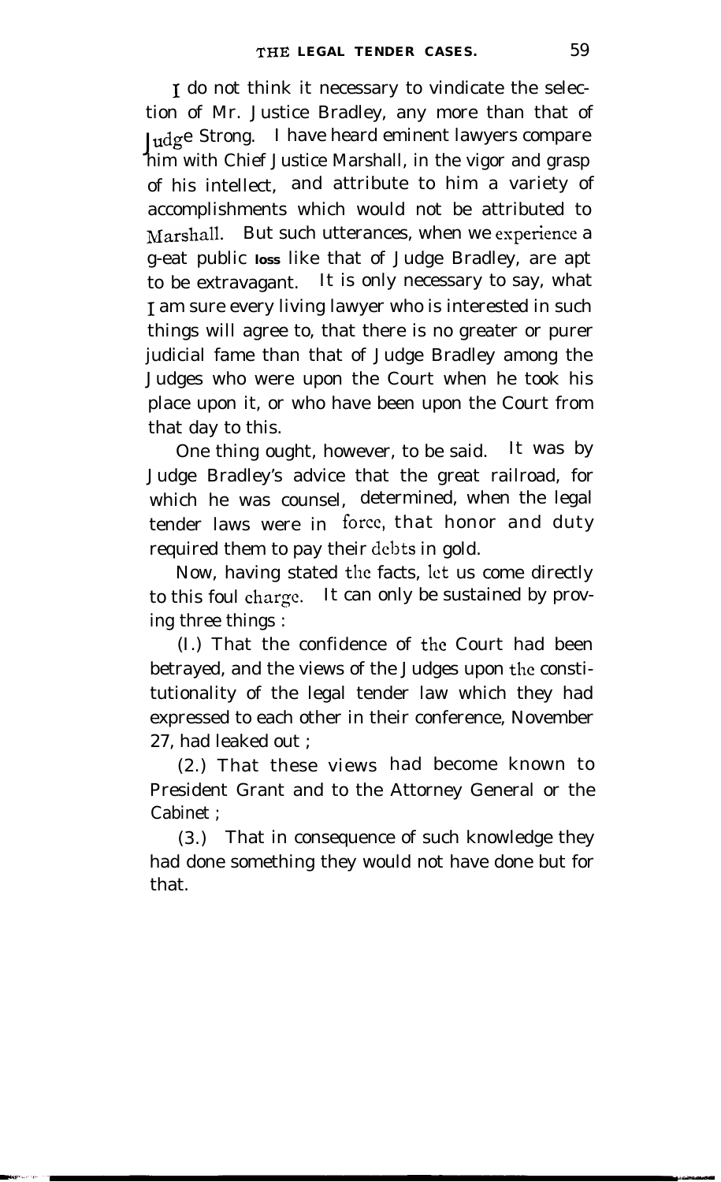I do not think it necessary to vindicate the selection of Mr. Justice Bradley, any more than that of Judge Strong. I have heard eminent lawyers compare him with Chief Justice Marshall, in the vigor and grasp of his intellect, and attribute to him a variety of accomplishments which would not be attributed to Marshall. But such utterances, when we experience a g-eat public loss like that of Judge Bradley, are apt to be extravagant. It is only necessary to say, what I am sure every living lawyer who is interested in such things will agree to, that there is no greater or purer judicial fame than that of Judge Bradley among the Judges who were upon the Court when he took his place upon it, or who have been upon the Court from that day to this.

One thing ought, however, to be said. It was by Judge Bradley's advice that the great railroad, for which he was counsel, determined, when the legal tender laws were in force, that honor and duty required them to pay their debts in gold.

Now, having stated the facts, let us come directly to this foul charge. It can only be sustained by proving three things :

(I.) That the confidence of the Court had been betrayed, and the views of the Judges upon the constitutionality of the legal tender law which they had expressed to each other in their conference, November 27, had leaked out ;

(2.) That these views had become known to President Grant and to the Attorney General or the Cabinet ;

(3.) That in consequence of such knowledge they had done something they would not have done but for that.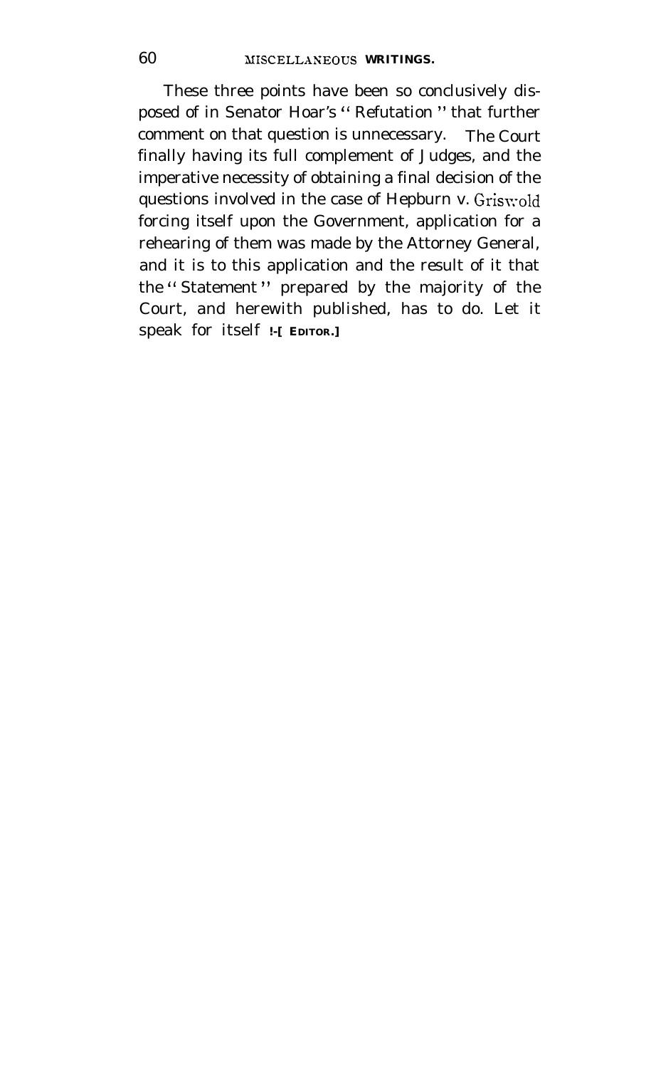These three points have been so conclusively disposed of in Senator Hoar's "Refutation" that further comment on that question is unnecessary. The Court finally having its full complement of Judges, and the imperative necessity of obtaining a final decision of the questions involved in the case of Hepburn v. Griswold forcing itself upon the Government, application for a rehearing of them was made by the Attorney General, and it is to this application and the result of it that the "Statement" prepared by the majority of the Court, and herewith published, has to do. Let it speak for itself !-[EDITOR.]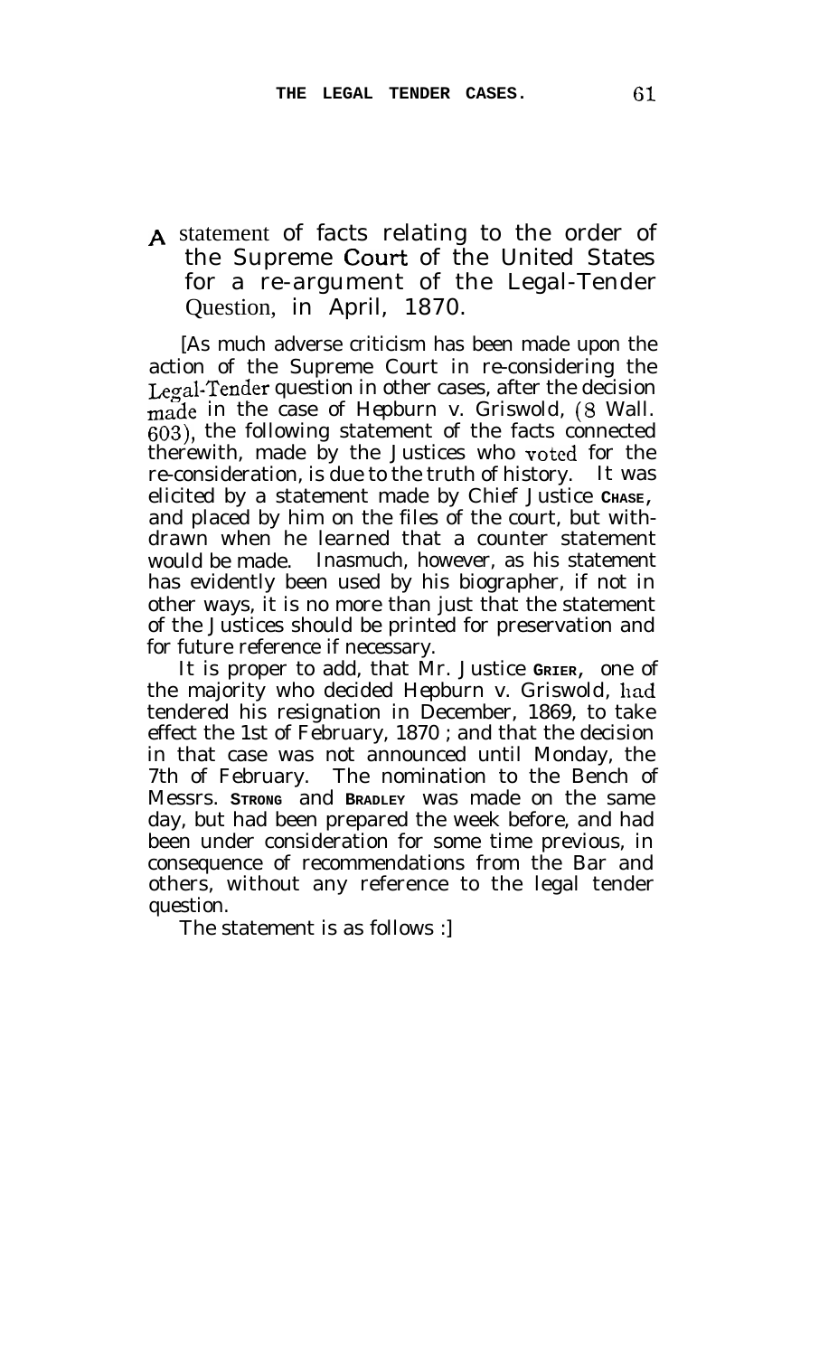## A statement of facts relating to the order of the Supreme Court of the United States for a re-argument of the Legal-Tender Question, in April, 1870.

[As much adverse criticism has been made upon the action of the Supreme Court in re-considering the Legal-Tender question in other cases, after the decision made in the case of *Hepburn* v. *Griswold*, (8 Wall. 603), the following statement of the facts connected therewith, made by the Justices who voted for the re-consideration, is due to the truth of history. It was elicited by a statement made by Chief Justice CHASE, and placed by him on the files of the court, but withdrawn when he learned that a counter statement would be made. Inasmuch, however, as his statement has evidently been used by his biographer, if not in other ways, it is no more than just that the statement of the Justices should be printed for preservation and for future reference if necessary.

It is proper to add, that Mr. Justice GRIER, one of the majority who decided *Hepburn* v. *Griswold*, had tendered his resignation in December, 1869, to take effect the 1st of February, 1870 ; and that the decision in that case was not announced until Monday, the 7th of February. The nomination to the Bench of Messrs. STRONG and BRADLEY was made on the same day, but had been prepared the week before, and had been under consideration for some time previous, in consequence of recommendations from the Bar and others, without any reference to the legal tender question.

The statement is as follows :]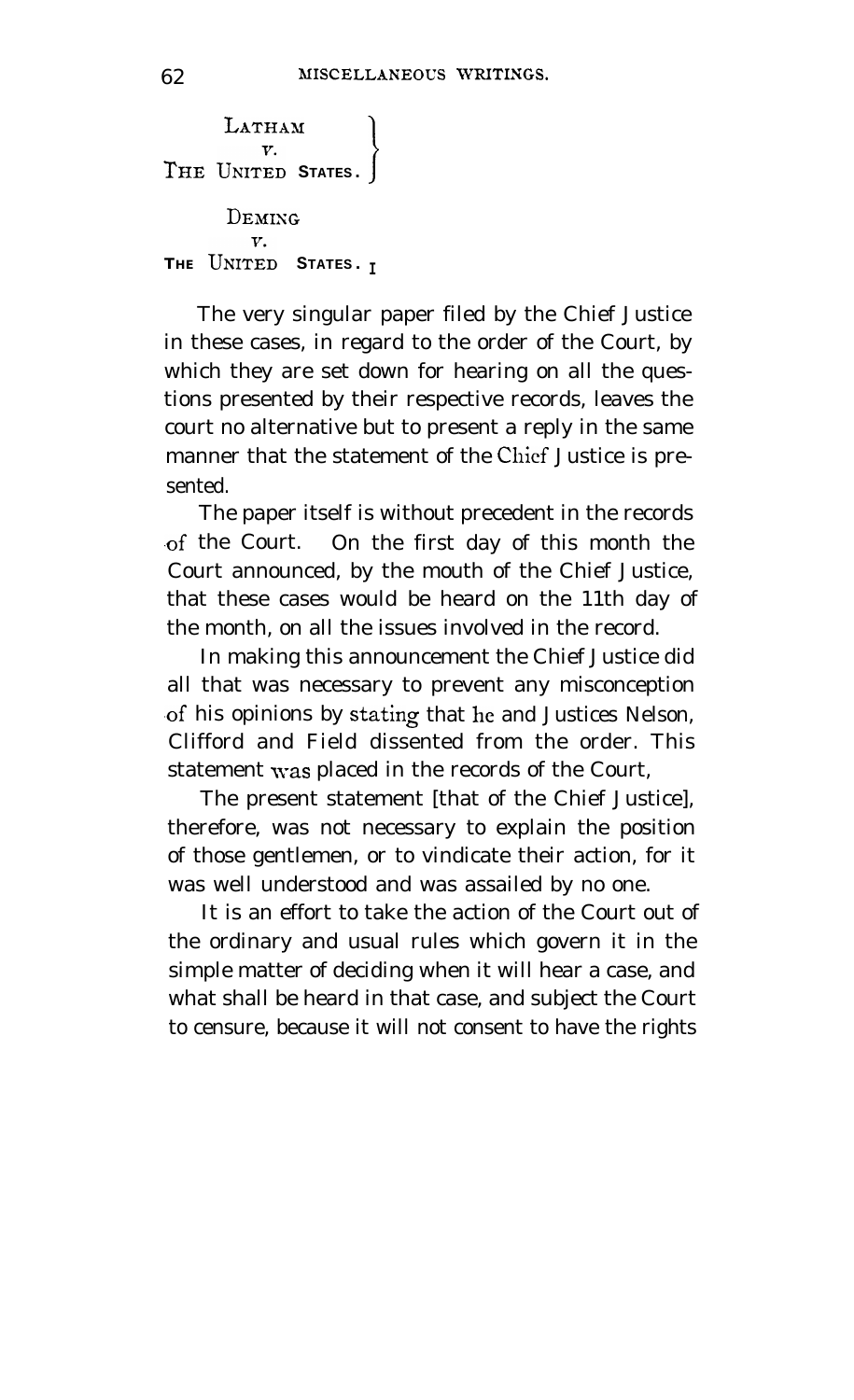LATHAM
*v.*
THE UNITED STATES.

DEMING
*v.*
THE UNITED STATES.[1]

The very singular paper filed by the Chief Justice in these cases, in regard to the order of the Court, by which they are set down for hearing on all the questions presented by their respective records, leaves the court no alternative but to present a reply in the same manner that the statement of the Chief Justice is presented.

The paper itself is without precedent in the records of the Court. On the first day of this month the Court announced, by the mouth of the Chief Justice, that these cases would be heard on the 11th day of the month, on all the issues involved in the record.

In making this announcement the Chief Justice did all that was necessary to prevent any misconception of his opinions by stating that he and Justices Nelson, Clifford and Field dissented from the order. This statement was placed in the records of the Court,

The present statement [that of the Chief Justice], therefore, was not necessary to explain the position of those gentlemen, or to vindicate their action, for it was well understood and was assailed by no one.

It is an effort to take the action of the Court out of the ordinary and usual rules which govern it in the simple matter of deciding when it will hear a case, and what shall be heard in that case, and subject the Court to censure, because it will not consent to have the rights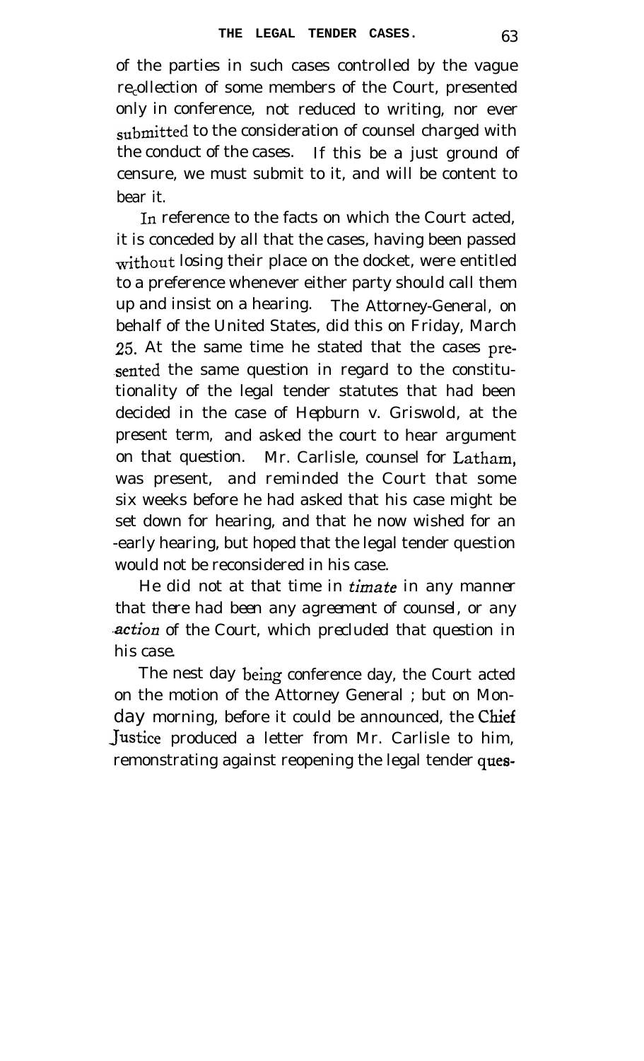of the parties in such cases controlled by the vague recollection of some members of the Court, presented only in conference, not reduced to writing, nor ever submitted to the consideration of counsel charged with the conduct of the cases. If this be a just ground of censure, we must submit to it, and will be content to bear it.

In reference to the facts on which the Court acted, it is conceded by all that the cases, having been passed without losing their place on the docket, were entitled to a preference whenever either party should call them up and insist on a hearing. The Attorney-General, on behalf of the United States, did this on Friday, March 25. At the same time he stated that the cases presented the same question in regard to the constitutionality of the legal tender statutes that had been decided in the case of Hepburn v. Griswold, at the present term, and asked the court to hear argument on that question. Mr. Carlisle, counsel for Latham, was present, and reminded the Court that some six weeks before he had asked that his case might be set down for hearing, and that he now wished for an early hearing, but hoped that the legal tender question would not be reconsidered in his case.

He did not at that time intimate in any manner that there had been any agreement of counsel, or any action of the Court, which precluded that question in his case.

The nest day being conference day, the Court acted on the motion of the Attorney General ; but on Monday morning, before it could be announced, the Chief Justice produced a letter from Mr. Carlisle to him, remonstrating against reopening the legal tender ques-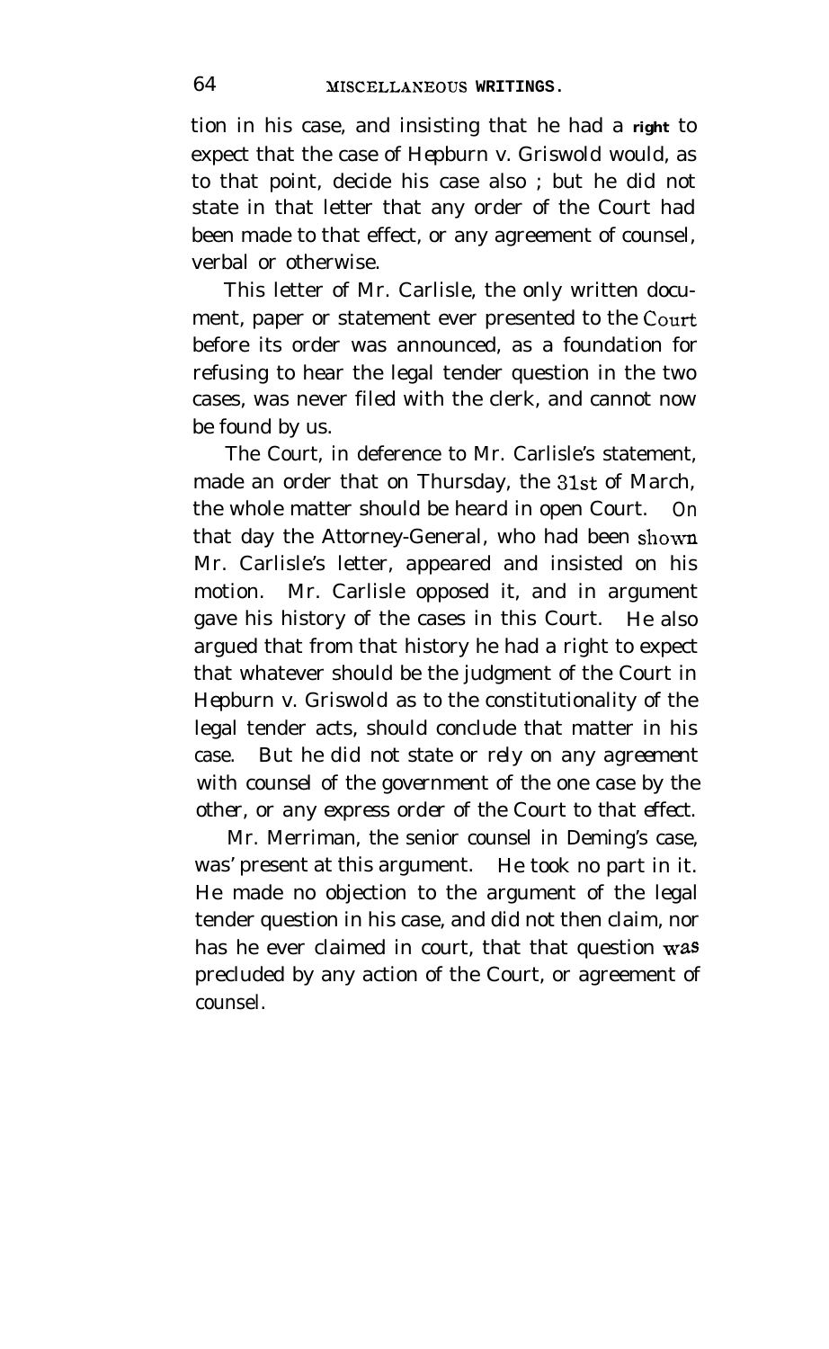tion in his case, and insisting that he had a right to expect that the case of *Hepburn v. Griswold* would, as to that point, decide his case also ; but he did not state in that letter that any order of the Court had been made to that effect, or any agreement of counsel, verbal or otherwise.

This letter of Mr. Carlisle, the only written document, paper or statement ever presented to the Court before its order was announced, as a foundation for refusing to hear the legal tender question in the two cases, was never filed with the clerk, and cannot now be found by us.

The Court, in deference to Mr. Carlisle's statement, made an order that on Thursday, the 31st of March, the whole matter should be heard in open Court. On that day the Attorney-General, who had been shown Mr. Carlisle's letter, appeared and insisted on his motion. Mr. Carlisle opposed it, and in argument gave his history of the cases in this Court. He also argued that from that history he had a right to expect that whatever should be the judgment of the Court in *Hepburn v. Griswold* as to the constitutionality of the legal tender acts, should conclude that matter in his case. *But he did not state or rely on any agreement with counsel of the government of the one case by the other, or any express order of the Court to that effect.*

Mr. Merriman, the senior counsel in Deming's case, was' present at this argument. He took no part in it. He made no objection to the argument of the legal tender question in his case, and did not then claim, nor has he ever claimed in court, that that question was precluded by any action of the Court, or agreement of counsel.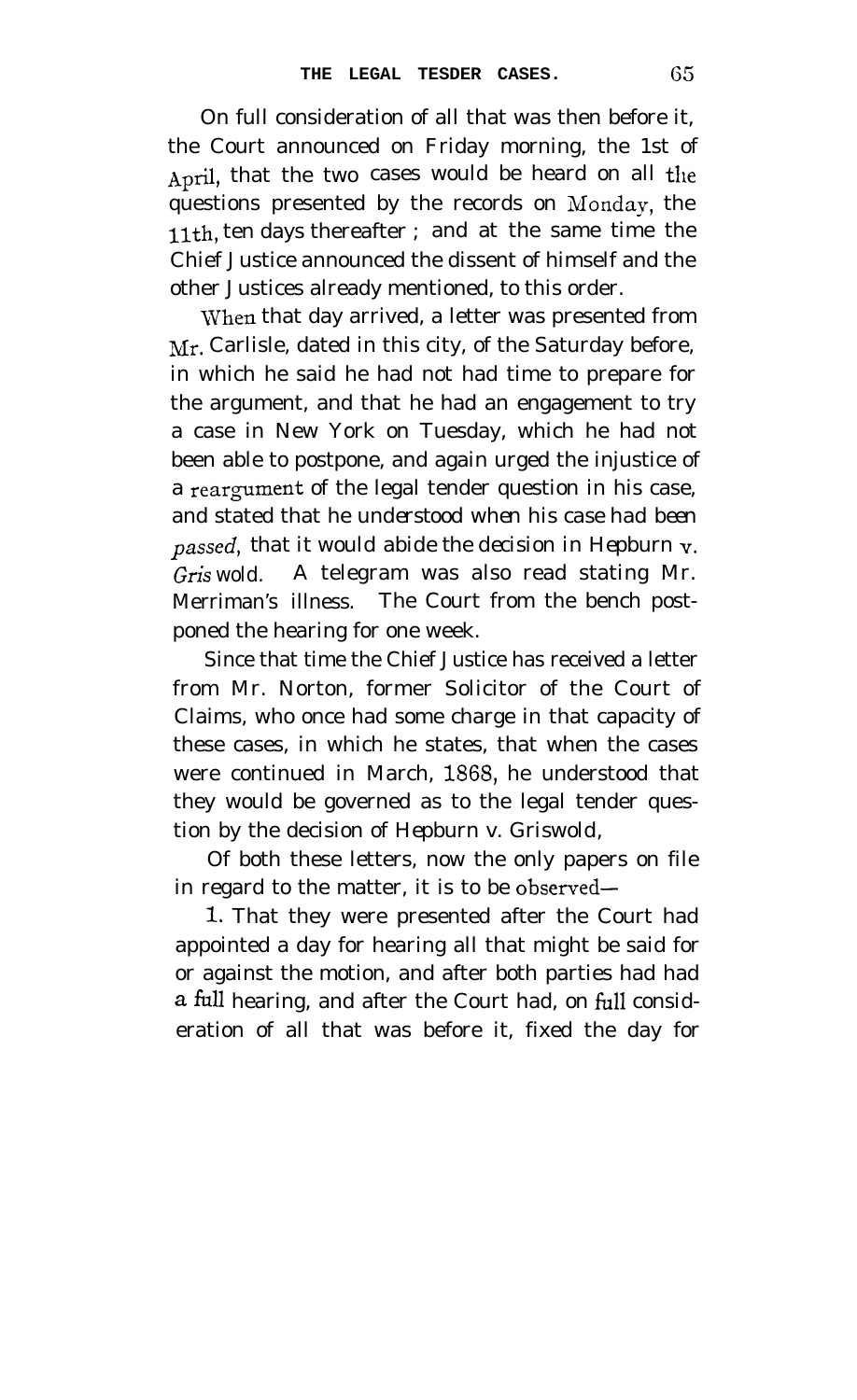On full consideration of all that was then before it, the Court announced on Friday morning, the 1st of April, that the two cases would be heard on all the questions presented by the records on Monday, the 11th, ten days thereafter ; and at the same time the Chief Justice announced the dissent of himself and the other Justices already mentioned, to this order.

When that day arrived, a letter was presented from Mr. Carlisle, dated in this city, of the Saturday before, in which he said he had not had time to prepare for the argument, and that he had an engagement to try a case in New York on Tuesday, which he had not been able to postpone, and again urged the injustice of a reargument of the legal tender question in his case, and stated that he *understood when his case had been passed*, that it would abide the decision in *Hepburn v. Griswold*. A telegram was also read stating Mr. Merriman's illness. The Court from the bench postponed the hearing for one week.

Since that time the Chief Justice has received a letter from Mr. Norton, former Solicitor of the Court of Claims, who once had some charge in that capacity of these cases, in which he states, that when the cases were continued in March, 1868, he understood that they would be governed as to the legal tender question by the decision of *Hepburn v. Griswold*,

Of both these letters, now the only papers on file in regard to the matter, it is to be observed—

1. That they were presented after the Court had appointed a day for hearing all that might be said for or against the motion, and after both parties had had a full hearing, and after the Court had, on full consideration of all that was before it, fixed the day for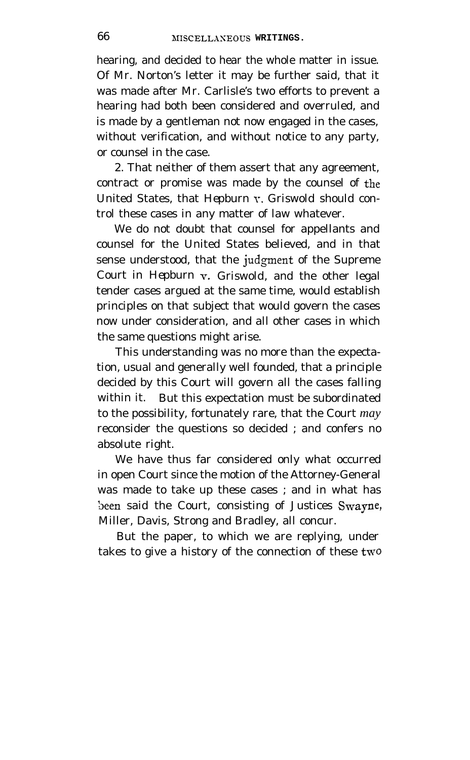hearing, and decided to hear the whole matter in issue. Of Mr. Norton's letter it may be further said, that it was made after Mr. Carlisle's two efforts to prevent a hearing had both been considered and overruled, and is made by a gentleman not now engaged in the cases, without verification, and without notice to any party, or counsel in the case.

2. That neither of them assert that any agreement, contract or promise was made by the counsel of the United States, that *Hepburn* v. Griswold should control these cases in any matter of law whatever.

We do not doubt that counsel for appellants and counsel for the United States believed, and in that sense understood, that the judgment of the Supreme Court in *Hepburn* v. Griswold, and the other legal tender cases argued at the same time, would establish principles on that subject that would govern the cases now under consideration, and all other cases in which the same questions might arise.

This understanding was no more than the expectation, usual and generally well founded, that a principle decided by this Court will govern all the cases falling within it. But this expectation must be subordinated to the possibility, fortunately rare, that the Court *may* reconsider the questions so decided ; and confers no absolute right.

We have thus far considered only what occurred in open Court since the motion of the Attorney-General was made to take up these cases ; and in what has been said the Court, consisting of Justices Swayne, Miller, Davis, Strong and Bradley, all concur.

But the paper, to which we are replying, undertakes to give a history of the connection of these two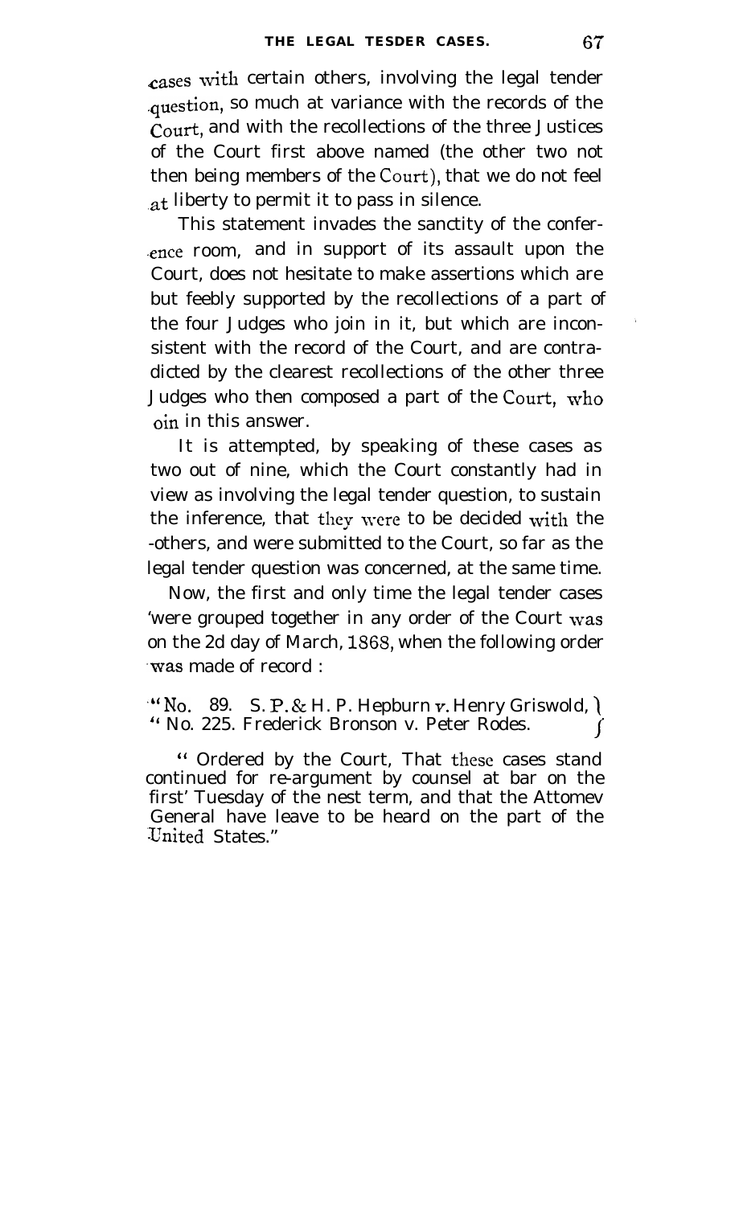cases with certain others, involving the legal tender question, so much at variance with the records of the Court, and with the recollections of the three Justices of the Court first above named (the other two not then being members of the Court), that we do not feel at liberty to permit it to pass in silence.

This statement invades the sanctity of the conference room, and in support of its assault upon the Court, does not hesitate to make assertions which are but feebly supported by the recollections of a part of the four Judges who join in it, but which are inconsistent with the record of the Court, and are contradicted by the clearest recollections of the other three Judges who then composed a part of the Court, who oin in this answer.

It is attempted, by speaking of these cases as two out of nine, which the Court constantly had in view as involving the legal tender question, to sustain the inference, that they were to be decided with the others, and were submitted to the Court, so far as the legal tender question was concerned, at the same time.

Now, the first and only time the legal tender cases were grouped together in any order of the Court was on the 2d day of March, 1868, when the following order was made of record :

"No. 89. S. P. & H. P. Hepburn *v.* Henry Griswold,
"No. 225. Frederick Bronson v. Peter Rodes.

"Ordered by the Court, That these cases stand continued for re-argument by counsel at bar on the first Tuesday of the nest term, and that the Attomev General have leave to be heard on the part of the United States."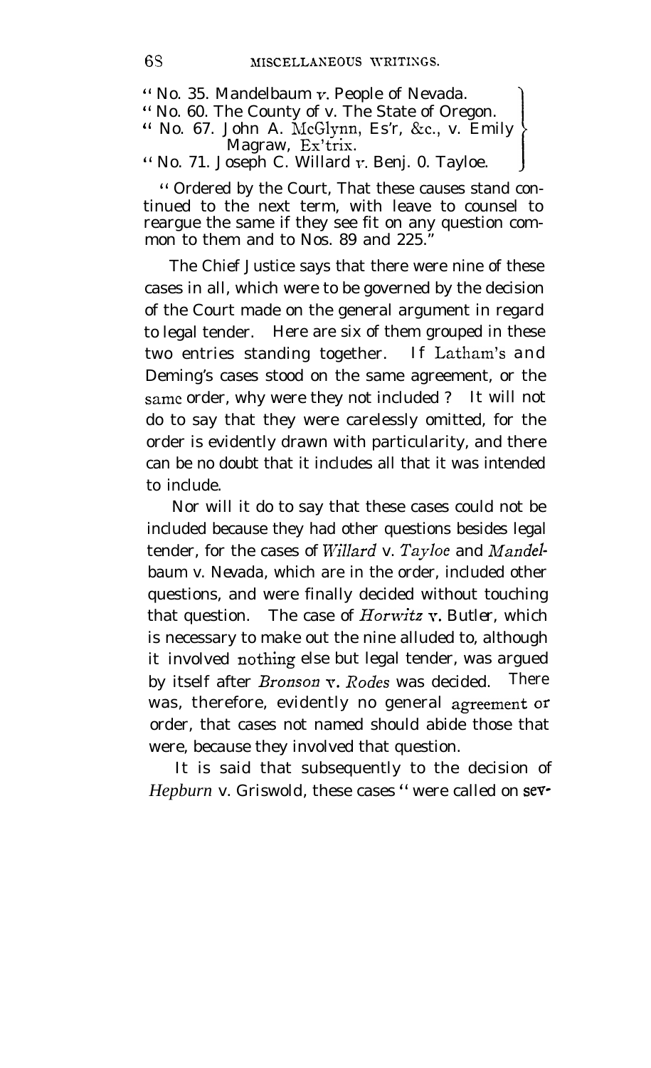"No. 35. Mandelbaum *v.* People of Nevada.
"No. 60. The County of v. The State of Oregon.
"No. 67. John A. McGlynn, Es'r, &c., v. Emily Magraw, Ex'trix.
"No. 71. Joseph C. Willard *v.* Benj. O. Tayloe.

"Ordered by the Court, That these causes stand continued to the next term, with leave to counsel to reargue the same if they see fit on any question common to them and to Nos. 89 and 225."

The Chief Justice says that there were nine of these cases in all, which were to be governed by the decision of the Court made on the general argument in regard to legal tender. Here are six of them grouped in these two entries standing together. If Latham's and Deming's cases stood on the same agreement, or the same order, why were they not included? It will not do to say that they were carelessly omitted, for the order is evidently drawn with particularity, and there can be no doubt that it includes all that it was intended to include.

Nor will it do to say that these cases could not be included because they had other questions besides legal tender, for the cases of *Willard* v. *Tayloe* and *Mandelbaum* v. Nevada, which are in the order, included other questions, and were finally decided without touching that question. The case of *Horwitz* v. Butler, which is necessary to make out the nine alluded to, although it involved nothing else but legal tender, was argued by itself after *Bronson* v. *Rodes* was decided. There was, therefore, evidently no general agreement or order, that cases not named should abide those that were, because they involved that question.

It is said that subsequently to the decision of *Hepburn* v. Griswold, these cases "were called on sev-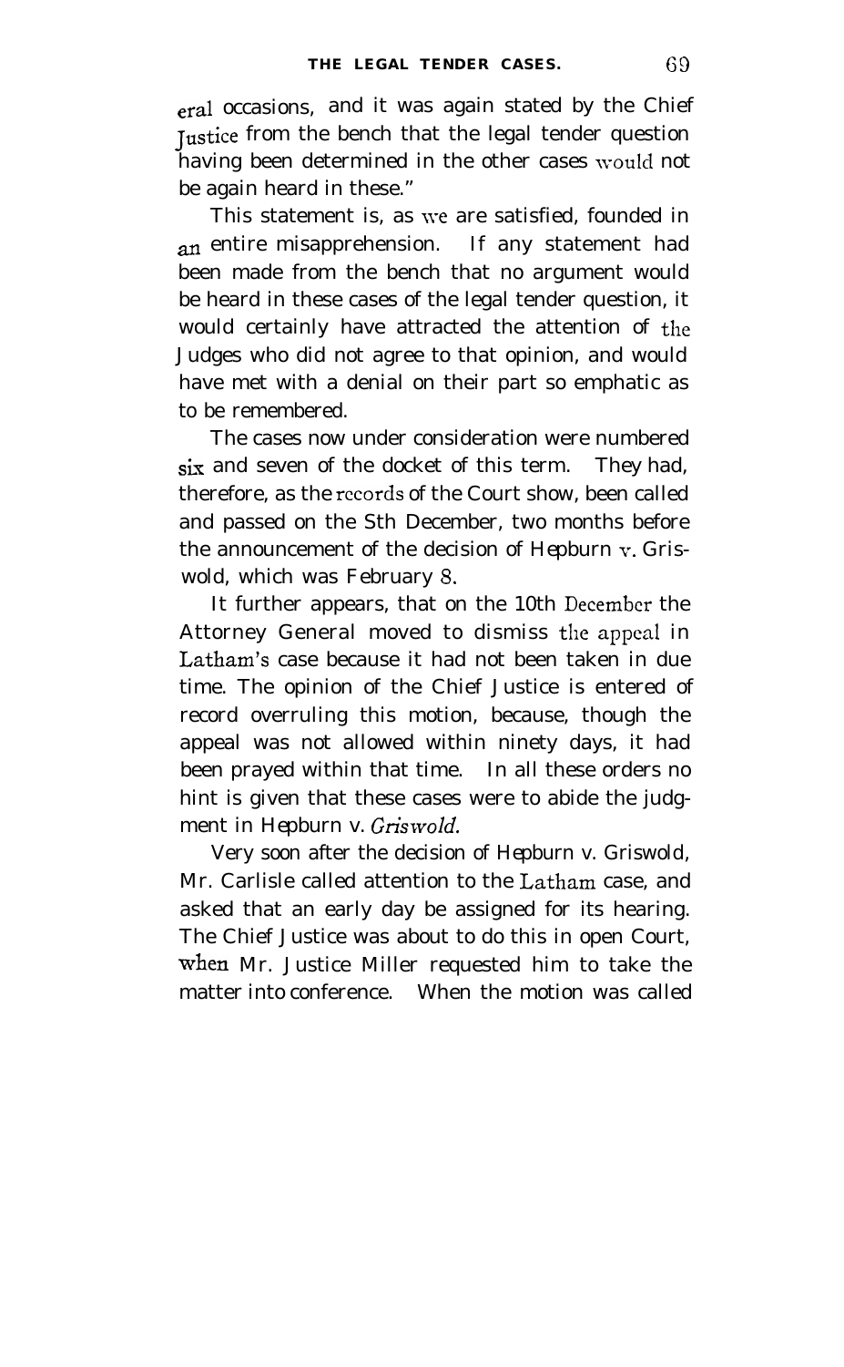eral occasions, and it was again stated by the Chief Justice from the bench that the legal tender question having been determined in the other cases would not be again heard in these."

This statement is, as we are satisfied, founded in an entire misapprehension. If any statement had been made from the bench that no argument would be heard in these cases of the legal tender question, it would certainly have attracted the attention of the Judges who did not agree to that opinion, and would have met with a denial on their part so emphatic as to be remembered.

The cases now under consideration were numbered six and seven of the docket of this term. They had, therefore, as the records of the Court show, been called and passed on the Sth December, two months before the announcement of the decision of *Hepburn* v. *Griswold*, which was February 8.

It further appears, that on the 10th December the Attorney General moved to dismiss the appeal in Latham's case because it had not been taken in due time. The opinion of the Chief Justice is entered of record overruling this motion, because, though the appeal was not allowed within ninety days, it had been prayed within that time. In all these orders no hint is given that these cases were to abide the judgment in *Hepburn* v. *Griswold*.

Very soon after the decision of *Hepburn* v. *Griswold*, Mr. Carlisle called attention to the Latham case, and asked that an early day be assigned for its hearing. The Chief Justice was about to do this in open Court, when Mr. Justice Miller requested him to take the matter into conference. When the motion was called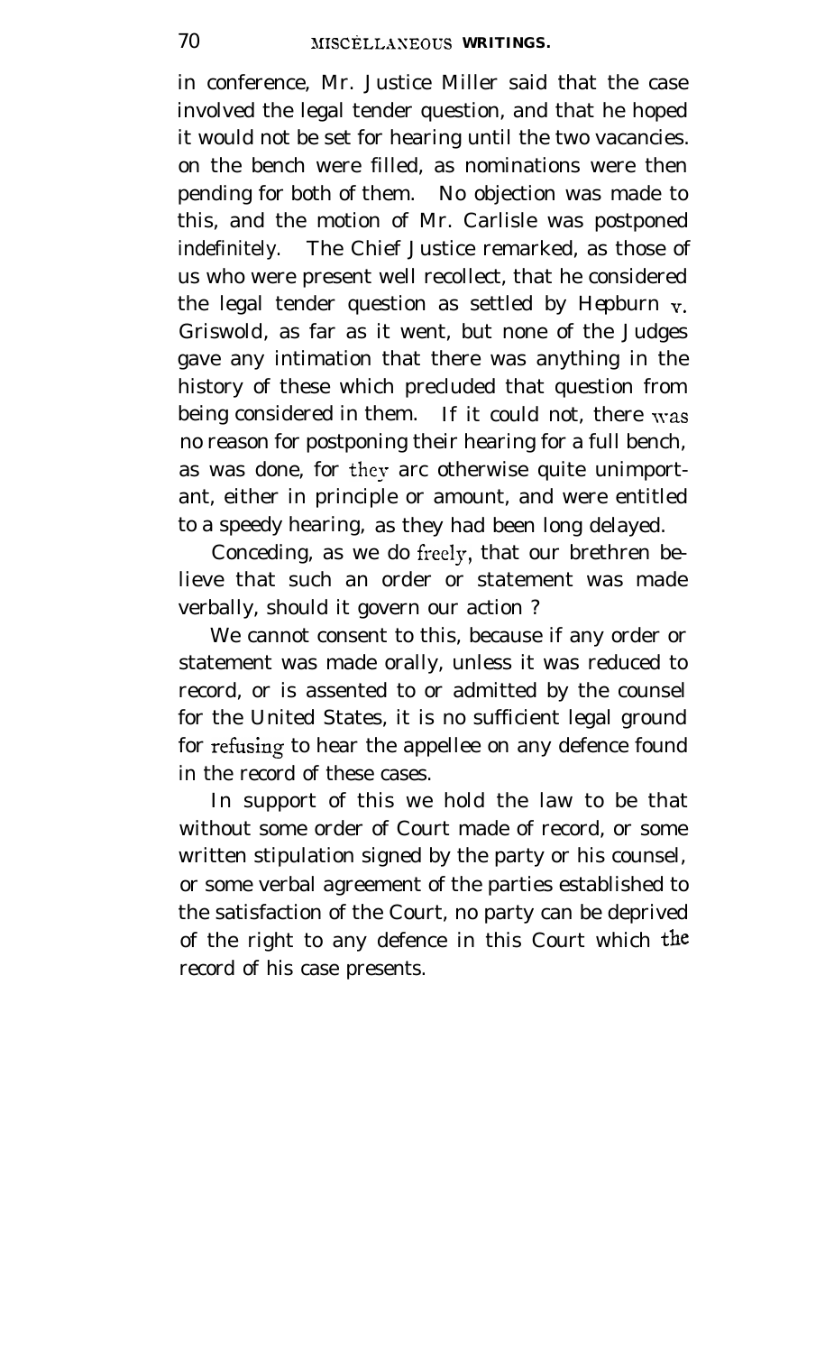in conference, Mr. Justice Miller said that the case involved the legal tender question, and that he hoped it would not be set for hearing until the two vacancies. on the bench were filled, as nominations were then pending for both of them. No objection was made to this, and the motion of Mr. Carlisle was postponed indefinitely. The Chief Justice remarked, as those of us who were present well recollect, that he considered the legal tender question as settled by *Hepburn v. Griswold*, as far as it went, but none of the Judges gave any intimation that there was anything in the history of these which precluded that question from being considered in them. If it could not, there was no reason for postponing their hearing for a full bench, as was done, for they arc otherwise quite unimportant, either in principle or amount, and were entitled to a speedy hearing, as they had been long delayed.

Conceding, as we do freely, that our brethren believe that such an order or statement was made verbally, should it govern our action ?

We cannot consent to this, because if any order or statement was made orally, unless it was reduced to record, or is assented to or admitted by the counsel for the United States, it is no sufficient legal ground for refusing to hear the appellee on any defence found in the record of these cases.

In support of this we hold the law to be that without some order of Court made of record, or some written stipulation signed by the party or his counsel, or some verbal agreement of the parties established to the satisfaction of the Court, no party can be deprived of the right to any defence in this Court which the record of his case presents.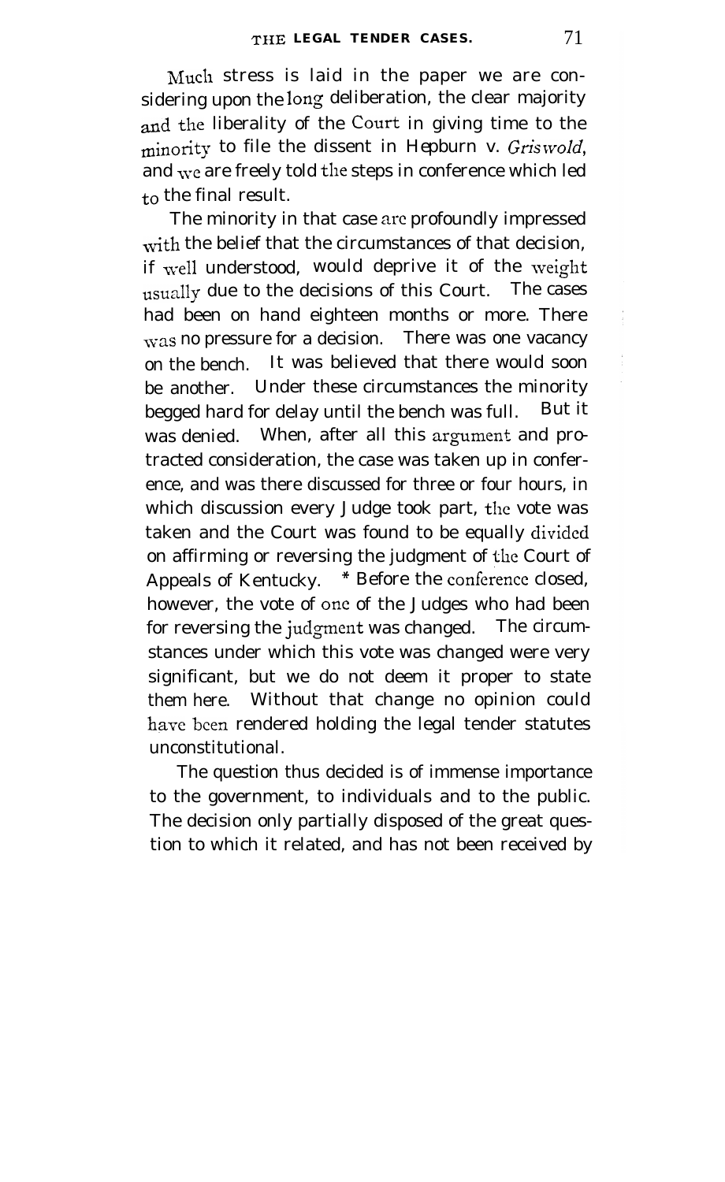Much stress is laid in the paper we are considering upon the long deliberation, the clear majority and the liberality of the Court in giving time to the minority to file the dissent in Hepburn v. *Griswold*, and we are freely told the steps in conference which led to the final result.

The minority in that case are profoundly impressed with the belief that the circumstances of that decision, if well understood, would deprive it of the weight usually due to the decisions of this Court. The cases had been on hand eighteen months or more. There was no pressure for a decision. There was one vacancy on the bench. It was believed that there would soon be another. Under these circumstances the minority begged hard for delay until the bench was full. But it was denied. When, after all this argument and protracted consideration, the case was taken up in conference, and was there discussed for three or four hours, in which discussion every Judge took part, the vote was taken and the Court was found to be equally divided on affirming or reversing the judgment of the Court of Appeals of Kentucky. * Before the conference closed, however, the vote of one of the Judges who had been for reversing the judgment was changed. The circumstances under which this vote was changed were very significant, but we do not deem it proper to state them here. Without that change no opinion could have been rendered holding the legal tender statutes unconstitutional.

The question thus decided is of immense importance to the government, to individuals and to the public. The decision only partially disposed of the great question to which it related, and has not been received by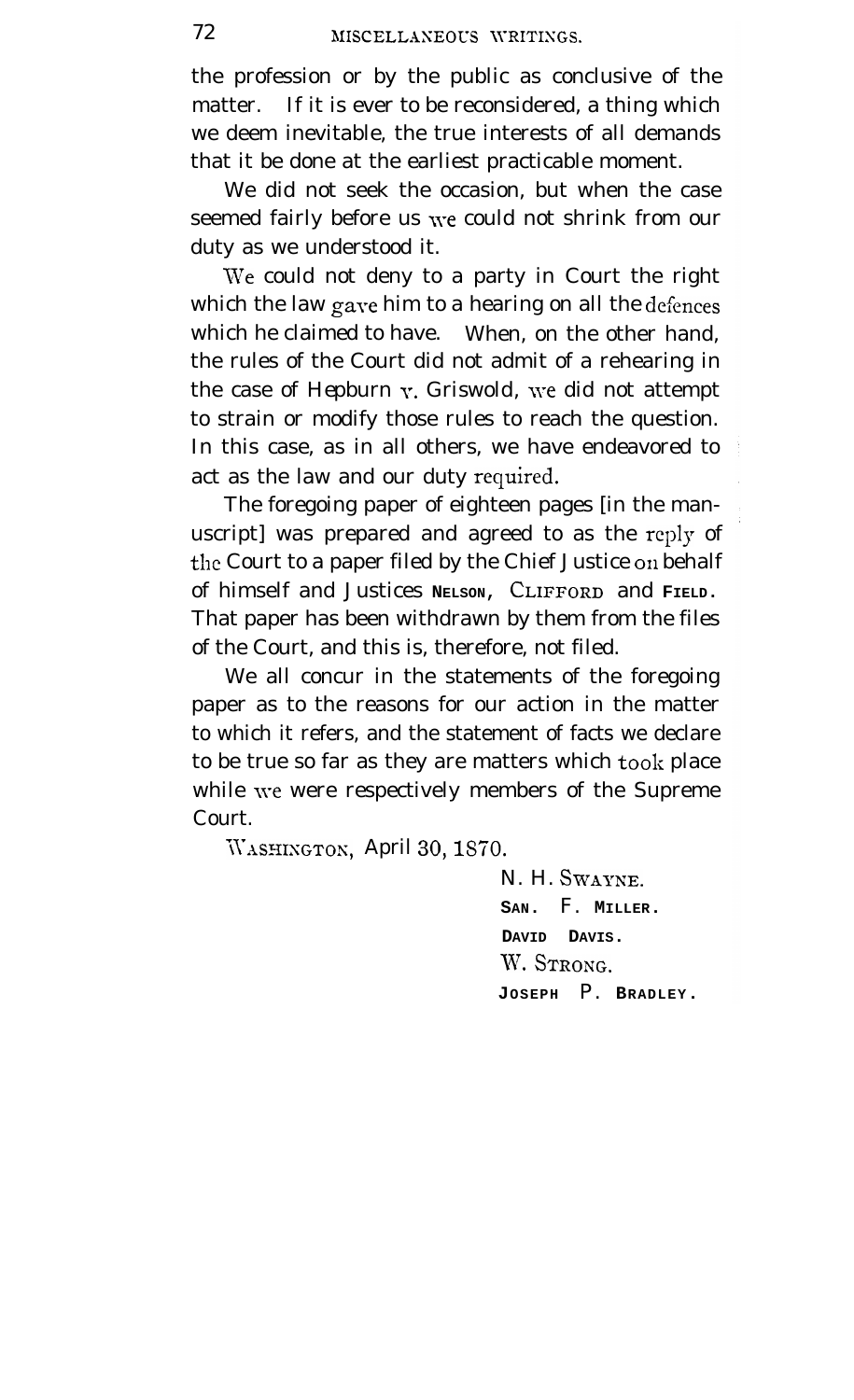the profession or by the public as conclusive of the matter. If it is ever to be reconsidered, a thing which we deem inevitable, the true interests of all demands that it be done at the earliest practicable moment.

We did not seek the occasion, but when the case seemed fairly before us we could not shrink from our duty as we understood it.

We could not deny to a party in Court the right which the law gave him to a hearing on all the defences which he claimed to have. When, on the other hand, the rules of the Court did not admit of a rehearing in the case of *Hepburn v. Griswold*, we did not attempt to strain or modify those rules to reach the question. In this case, as in all others, we have endeavored to act as the law and our duty required.

The foregoing paper of eighteen pages [in the manuscript] was prepared and agreed to as the reply of the Court to a paper filed by the Chief Justice on behalf of himself and Justices NELSON, CLIFFORD and FIELD. That paper has been withdrawn by them from the files of the Court, and this is, therefore, not filed.

We all concur in the statements of the foregoing paper as to the reasons for our action in the matter to which it refers, and the statement of facts we declare to be true so far as they are matters which took place while we were respectively members of the Supreme Court.

WASHINGTON, April 30, 1870.

N. H. SWAYNE.
SAN. F. MILLER.
DAVID DAVIS.
W. STRONG.
JOSEPH P. BRADLEY.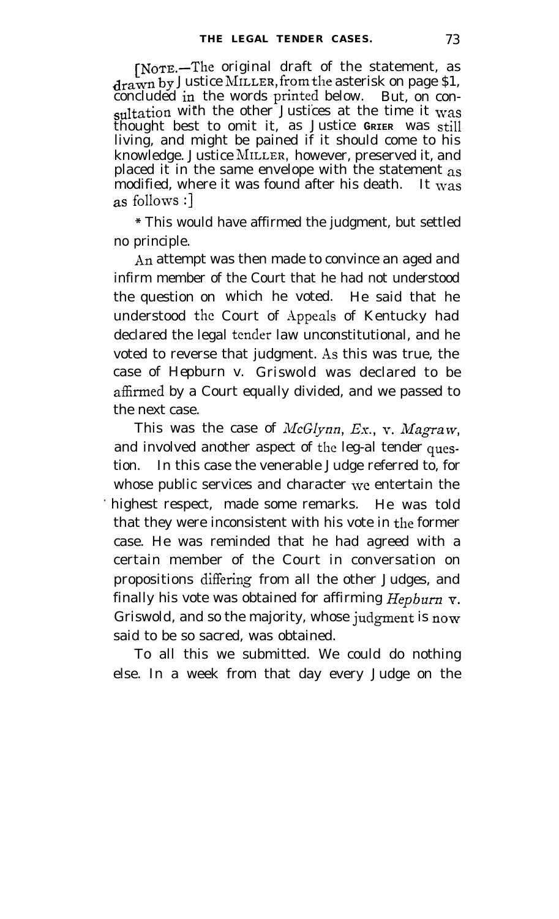[NOTE.—The original draft of the statement, as drawn by Justice MILLER, from the asterisk on page $1, concluded in the words printed below. But, on consultation with the other Justices at the time it was thought best to omit it, as Justice GRIER was still living, and might be pained if it should come to his knowledge. Justice MILLER, however, preserved it, and placed it in the same envelope with the statement as modified, where it was found after his death. It was as follows :]

* This would have affirmed the judgment, but settled no principle.

An attempt was then made to convince an aged and infirm member of the Court that he had not understood the question on which he voted. He said that he understood the Court of Appeals of Kentucky had declared the legal tender law unconstitutional, and he voted to reverse that judgment. As this was true, the case of Hepburn v. Griswold was declared to be affirmed by a Court equally divided, and we passed to the next case.

This was the case of *McGlynn, Ex., v. Magraw*, and involved another aspect of the leg-al tender question. In this case the venerable Judge referred to, for whose public services and character we entertain the highest respect, made some remarks. He was told that they were inconsistent with his vote in the former case. He was reminded that he had agreed with a certain member of the Court in conversation on propositions differing from all the other Judges, and finally his vote was obtained for affirming *Hepburn v.* Griswold, and so the majority, whose judgment is now said to be so sacred, was obtained.

To all this we submitted. We could do nothing else. In a week from that day every Judge on the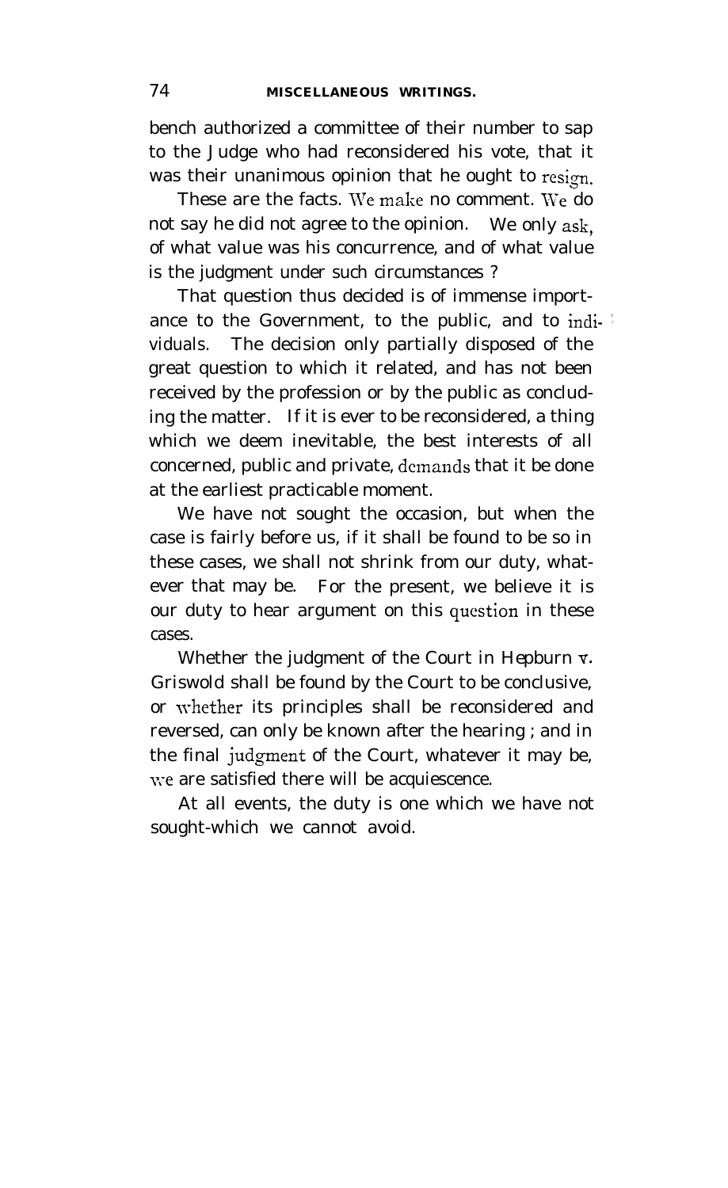bench authorized a committee of their number to sap to the Judge who had reconsidered his vote, that it was their unanimous opinion that he ought to resign.

These are the facts. We make no comment. We do not say he did not agree to the opinion. We only ask, of what value was his concurrence, and of what value is the judgment under such circumstances ?

That question thus decided is of immense importance to the Government, to the public, and to individuals. The decision only partially disposed of the great question to which it related, and has not been received by the profession or by the public as concluding the matter. If it is ever to be reconsidered, a thing which we deem inevitable, the best interests of all concerned, public and private, demands that it be done at the earliest practicable moment.

We have not sought the occasion, but when the case is fairly before us, if it shall be found to be so in these cases, we shall not shrink from our duty, whatever that may be. For the present, we believe it is our duty to hear argument on this question in these cases.

Whether the judgment of the Court in Hepburn v. Griswold shall be found by the Court to be conclusive, or whether its principles shall be reconsidered and reversed, can only be known after the hearing ; and in the final judgment of the Court, whatever it may be, we are satisfied there will be acquiescence.

At all events, the duty is one which we have not sought-which we cannot avoid.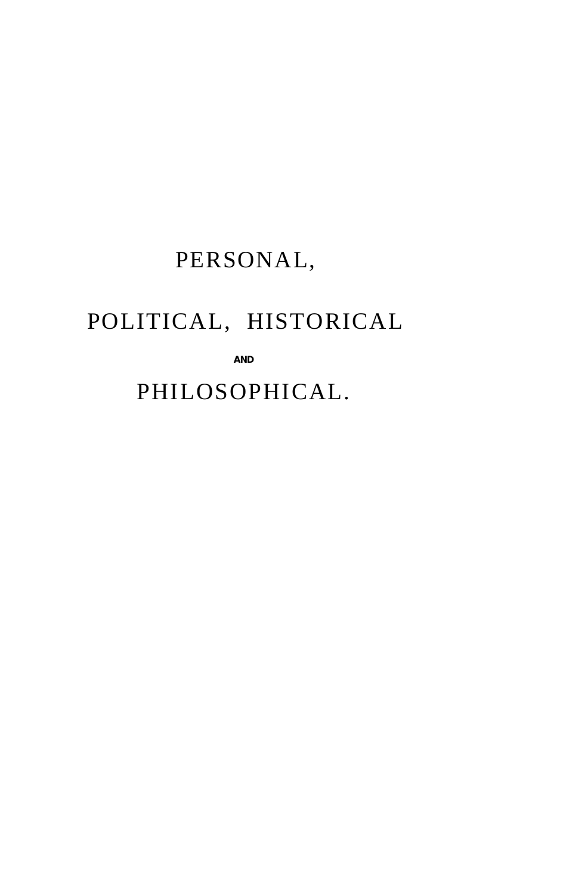# PERSONAL,

# POLITICAL, HISTORICAL

AND

# PHILOSOPHICAL.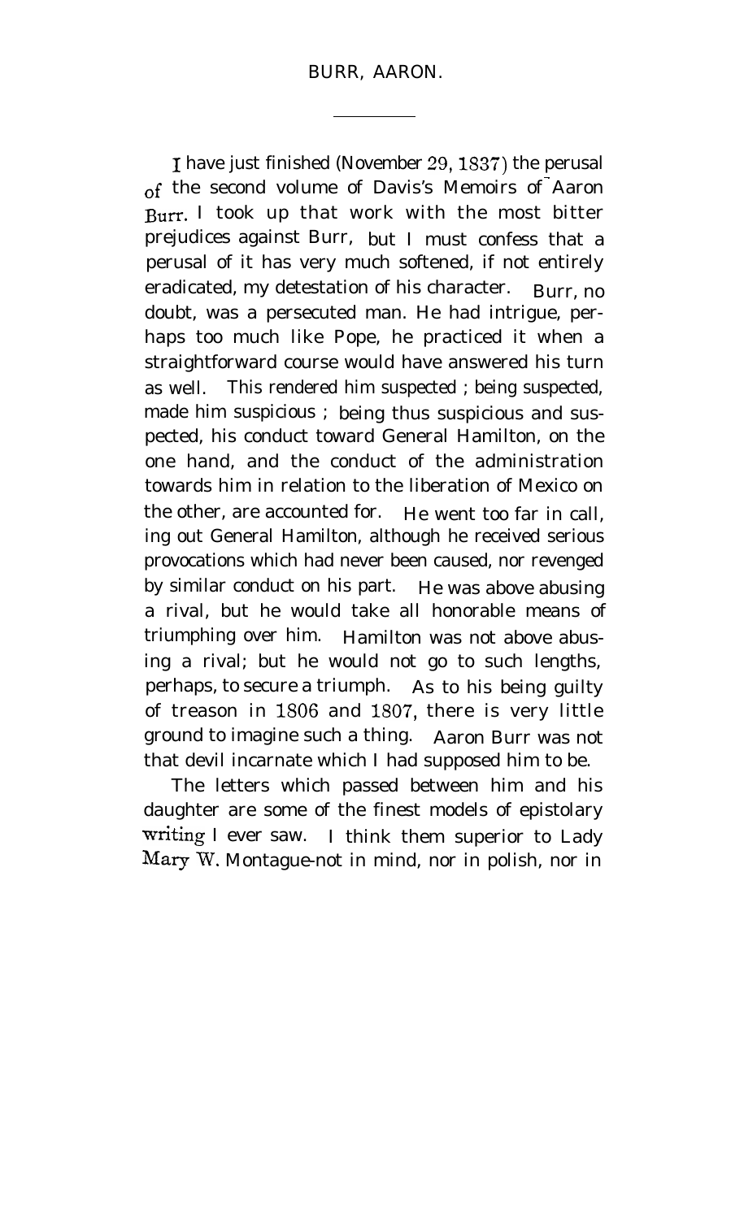## BURR, AARON.

---

I have just finished (November 29, 1837) the perusal of the second volume of Davis's Memoirs of Aaron Burr. I took up that work with the most bitter prejudices against Burr, but I must confess that a perusal of it has very much softened, if not entirely eradicated, my detestation of his character. Burr, no doubt, was a persecuted man. He had intrigue, perhaps too much like Pope, he practiced it when a straightforward course would have answered his turn as well. This rendered him suspected ; being suspected, made him suspicious ; being thus suspicious and suspected, his conduct toward General Hamilton, on the one hand, and the conduct of the administration towards him in relation to the liberation of Mexico on the other, are accounted for. He went too far in call, ing out General Hamilton, although he received serious provocations which had never been caused, nor revenged by similar conduct on his part. He was above abusing a rival, but he would take all honorable means of triumphing over him. Hamilton was not above abusing a rival; but he would not go to such lengths, perhaps, to secure a triumph. As to his being guilty of treason in 1806 and 1807, there is very little ground to imagine such a thing. Aaron Burr was not that devil incarnate which I had supposed him to be.

The letters which passed between him and his daughter are some of the finest models of epistolary writing I ever saw. I think them superior to Lady Mary W. Montague-not in mind, nor in polish, nor in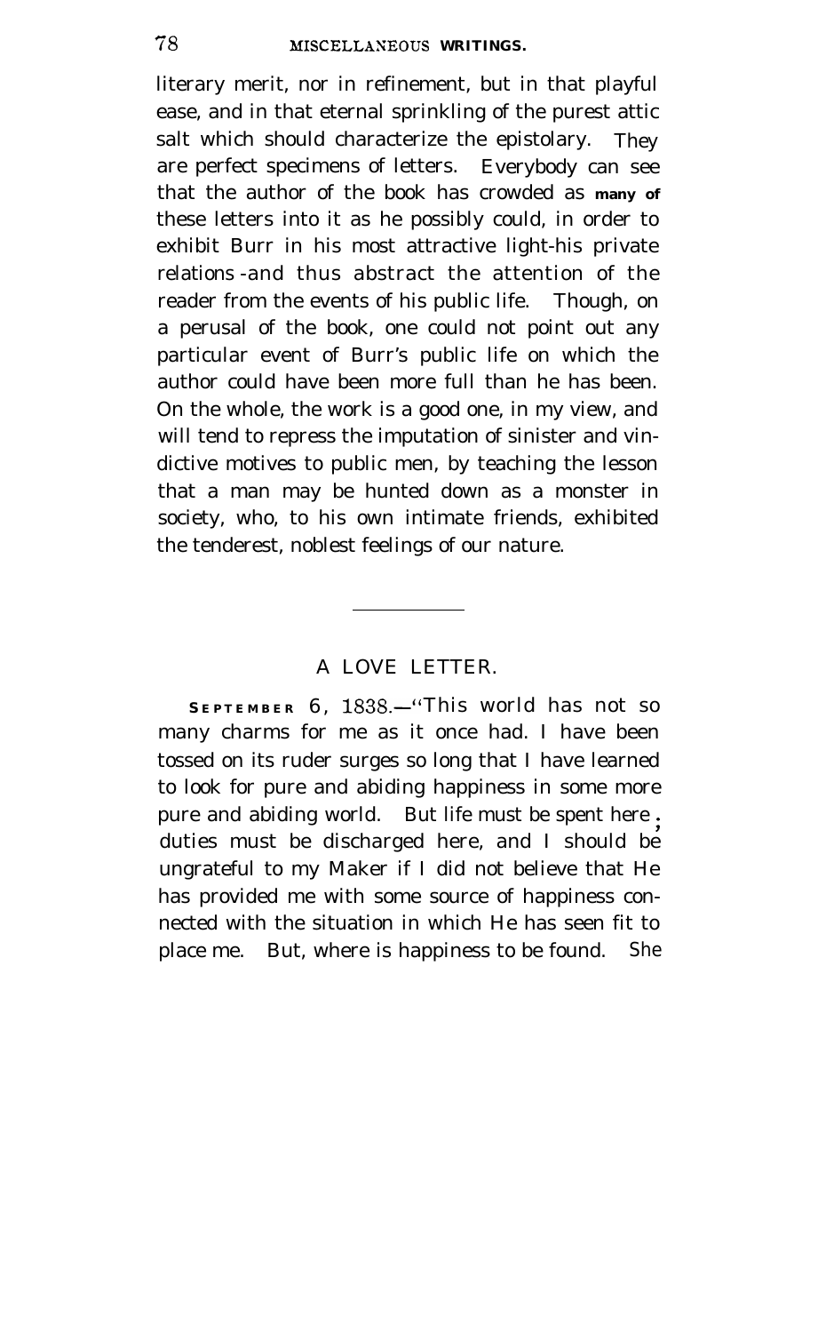literary merit, nor in refinement, but in that playful ease, and in that eternal sprinkling of the purest attic salt which should characterize the epistolary. They are perfect specimens of letters. Everybody can see that the author of the book has crowded as many of these letters into it as he possibly could, in order to exhibit Burr in his most attractive light-his private relations -and thus abstract the attention of the reader from the events of his public life. Though, on a perusal of the book, one could not point out any particular event of Burr's public life on which the author could have been more full than he has been. On the whole, the work is a good one, in my view, and will tend to repress the imputation of sinister and vindictive motives to public men, by teaching the lesson that a man may be hunted down as a monster in society, who, to his own intimate friends, exhibited the tenderest, noblest feelings of our nature.

---

## A LOVE LETTER.

SEPTEMBER 6, 1838.—"This world has not so many charms for me as it once had. I have been tossed on its ruder surges so long that I have learned to look for pure and abiding happiness in some more pure and abiding world. But life must be spent here; duties must be discharged here, and I should be ungrateful to my Maker if I did not believe that He has provided me with some source of happiness connected with the situation in which He has seen fit to place me. But, where is happiness to be found. She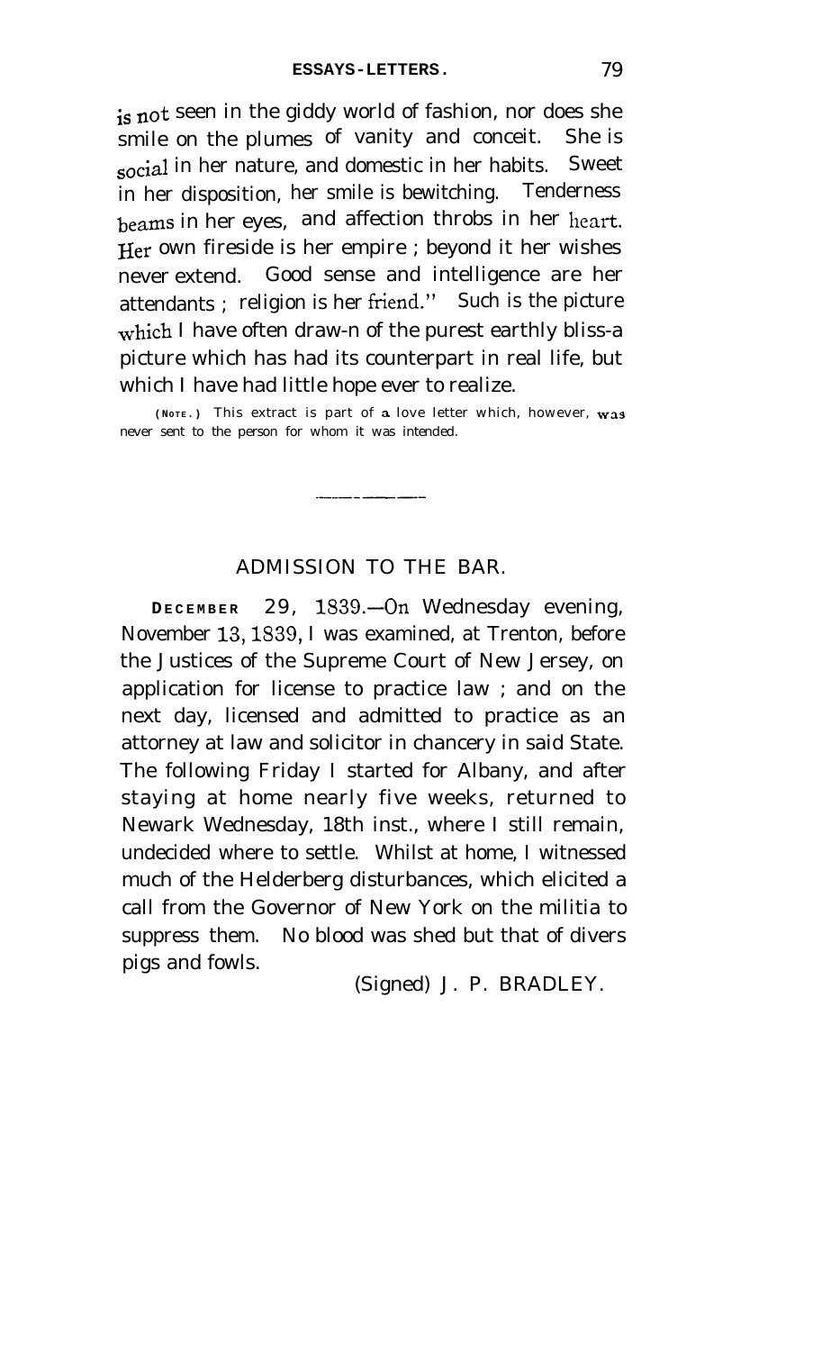is not seen in the giddy world of fashion, nor does she smile on the plumes of vanity and conceit. She is social in her nature, and domestic in her habits. Sweet in her disposition, her smile is bewitching. Tenderness beams in her eyes, and affection throbs in her heart. Her own fireside is her empire ; beyond it her wishes never extend. Good sense and intelligence are her attendants ; religion is her friend." Such is the picture which I have often draw-n of the purest earthly bliss-a picture which has had its counterpart in real life, but which I have had little hope ever to realize.

(NOTE.) This extract is part of a love letter which, however, was never sent to the person for whom it was intended.

---

## ADMISSION TO THE BAR.

DECEMBER 29, 1839.—On Wednesday evening, November 13, 1839, I was examined, at Trenton, before the Justices of the Supreme Court of New Jersey, on application for license to practice law ; and on the next day, licensed and admitted to practice as an attorney at law and solicitor in chancery in said State. The following Friday I started for Albany, and after staying at home nearly five weeks, returned to Newark Wednesday, 18th inst., where I still remain, undecided where to settle. Whilst at home, I witnessed much of the Helderberg disturbances, which elicited a call from the Governor of New York on the militia to suppress them. No blood was shed but that of divers pigs and fowls.

(Signed) J. P. BRADLEY.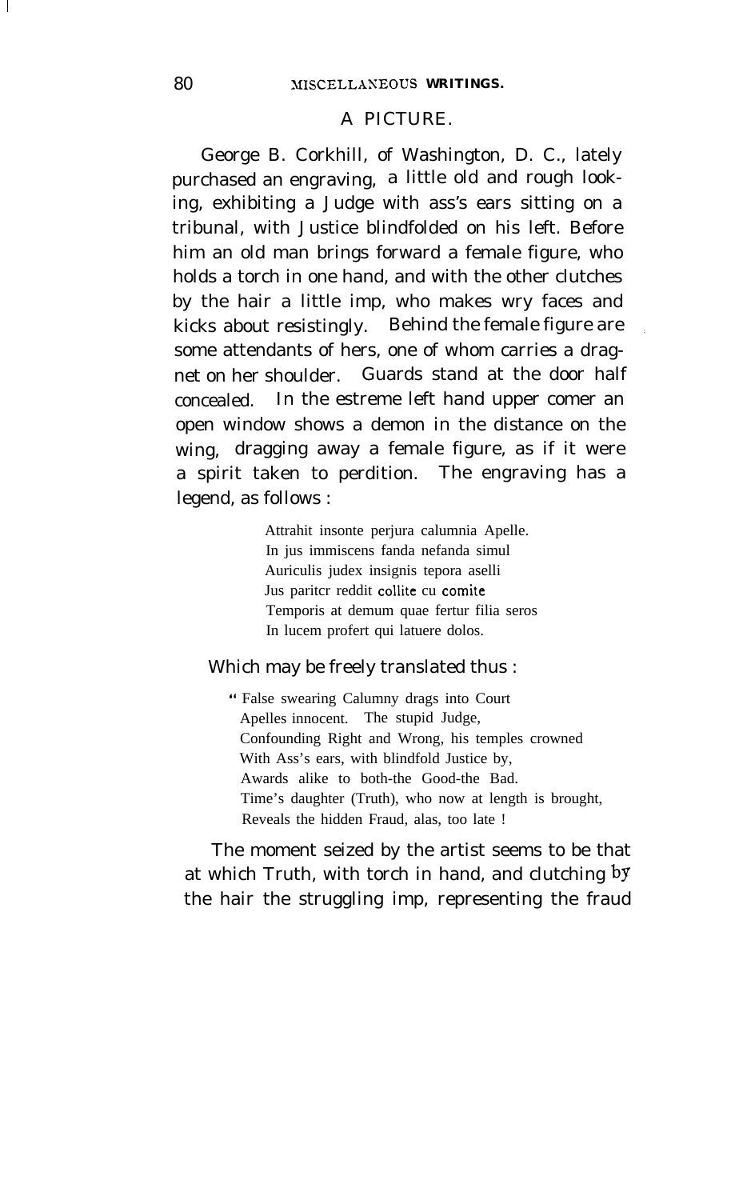## A PICTURE.

George B. Corkhill, of Washington, D. C., lately purchased an engraving, a little old and rough looking, exhibiting a Judge with ass's ears sitting on a tribunal, with Justice blindfolded on his left. Before him an old man brings forward a female figure, who holds a torch in one hand, and with the other clutches by the hair a little imp, who makes wry faces and kicks about resistingly. Behind the female figure are some attendants of hers, one of whom carries a dragnet on her shoulder. Guards stand at the door half concealed. In the estreme left hand upper comer an open window shows a demon in the distance on the wing, dragging away a female figure, as if it were a spirit taken to perdition. The engraving has a legend, as follows :

> Attrahit insonte perjura calumnia Apelle.
> In jus immiscens fanda nefanda simul
> Auriculis judex insignis tepora aselli
> Jus paritcr reddit collite cu comite
> Temporis at demum quae fertur filia seros
> In lucem profert qui latuere dolos.

Which may be freely translated thus :

> " False swearing Calumny drags into Court
> Apelles innocent. The stupid Judge,
> Confounding Right and Wrong, his temples crowned
> With Ass's ears, with blindfold Justice by,
> Awards alike to both-the Good-the Bad.
> Time's daughter (Truth), who now at length is brought,
> Reveals the hidden Fraud, alas, too late !

The moment seized by the artist seems to be that at which Truth, with torch in hand, and clutching by the hair the struggling imp, representing the fraud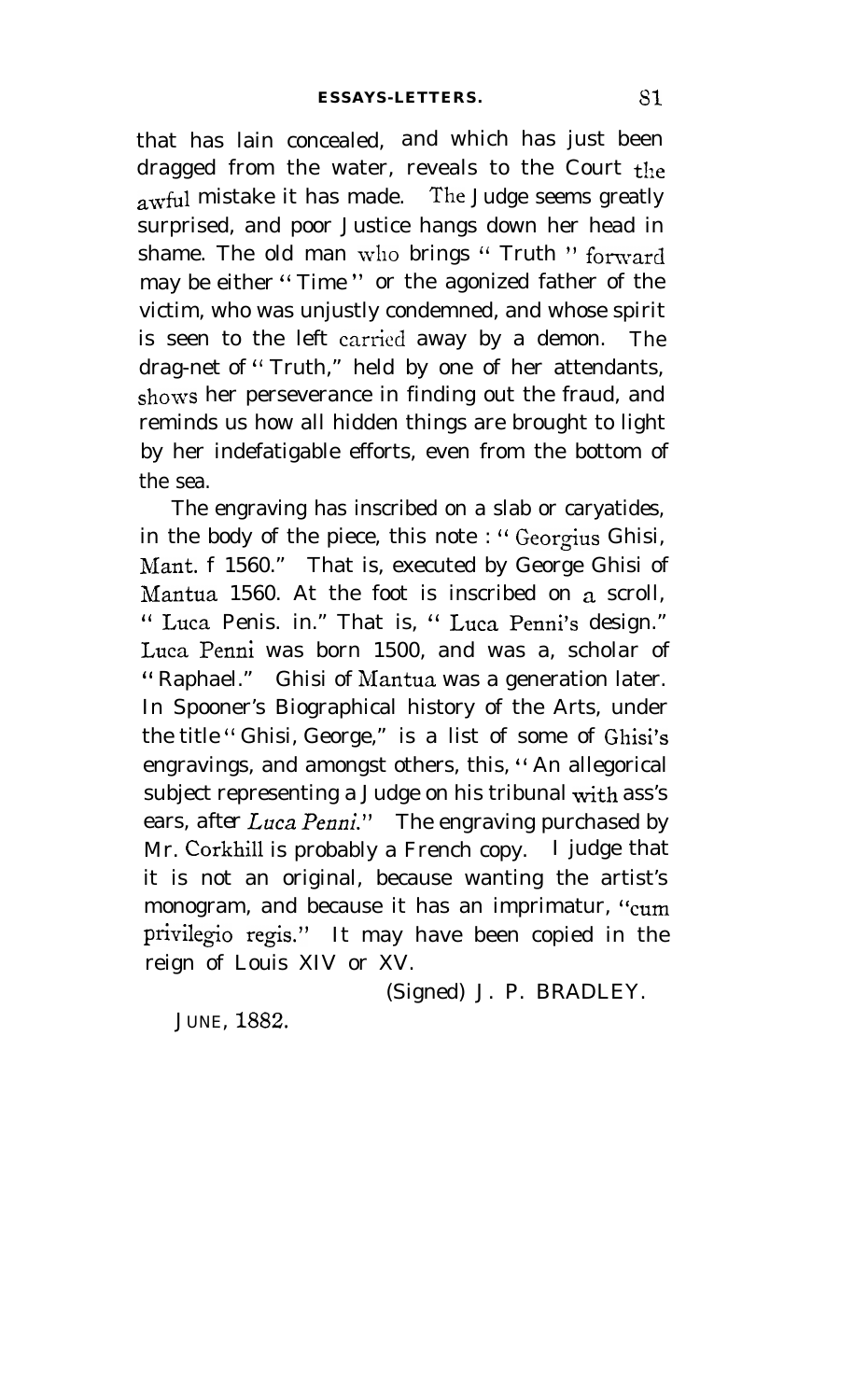that has lain concealed, and which has just been dragged from the water, reveals to the Court the awful mistake it has made. The Judge seems greatly surprised, and poor Justice hangs down her head in shame. The old man who brings "Truth" forward may be either "Time" or the agonized father of the victim, who was unjustly condemned, and whose spirit is seen to the left carried away by a demon. The drag-net of "Truth," held by one of her attendants, shows her perseverance in finding out the fraud, and reminds us how all hidden things are brought to light by her indefatigable efforts, even from the bottom of the sea.

The engraving has inscribed on a slab or caryatides, in the body of the piece, this note : "Georgius Ghisi, Mant. f 1560." That is, executed by George Ghisi of Mantua 1560. At the foot is inscribed on a scroll, "Luca Penis. in." That is, "Luca Penni's design." Luca Penni was born 1500, and was a, scholar of "Raphael." Ghisi of Mantua was a generation later. In Spooner's Biographical history of the Arts, under the title "Ghisi, George," is a list of some of Ghisi's engravings, and amongst others, this, "An allegorical subject representing a Judge on his tribunal with ass's ears, after *Luca Penni*." The engraving purchased by Mr. Corkhill is probably a French copy. I judge that it is not an original, because wanting the artist's monogram, and because it has an imprimatur, "cum privilegio regis." It may have been copied in the reign of Louis XIV or XV.

(Signed) J. P. BRADLEY.

JUNE, 1882.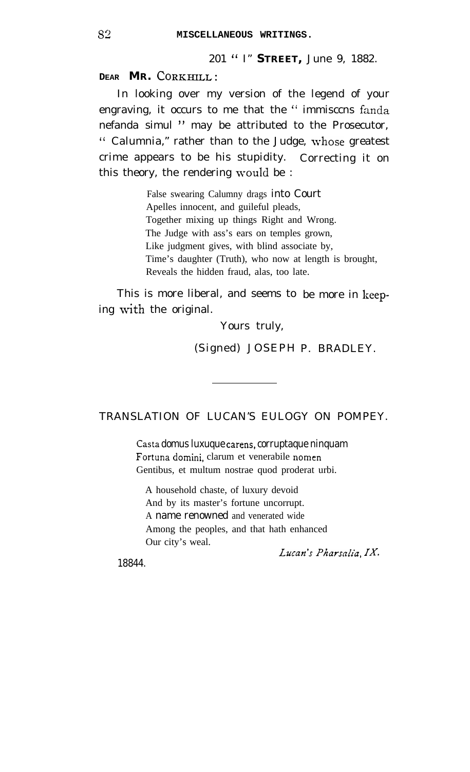201 "I" **STREET,** June 9, 1882.

**DEAR MR. CORKHILL:**

In looking over my version of the legend of your engraving, it occurs to me that the "immisccns fanda nefanda simul" may be attributed to the Prosecutor, "Calumnia," rather than to the Judge, whose greatest crime appears to be his stupidity. Correcting it on this theory, the rendering would be :

> False swearing Calumny drags into Court
> Apelles innocent, and guileful pleads,
> Together mixing up things Right and Wrong.
> The Judge with ass's ears on temples grown,
> Like judgment gives, with blind associate by,
> Time's daughter (Truth), who now at length is brought,
> Reveals the hidden fraud, alas, too late.

This is more liberal, and seems to be more in keeping with the original.

Yours truly,

(Signed) JOSEPH P. BRADLEY.

---

## TRANSLATION OF LUCAN'S EULOGY ON POMPEY.

> Casta domus luxuque carens, corruptaque ninquam
> Fortuna domini, clarum et venerabile nomen
> Gentibus, et multum nostrae quod proderat urbi.

> A household chaste, of luxury devoid
> And by its master's fortune uncorrupt.
> A name renowned and venerated wide
> Among the peoples, and that hath enhanced
> Our city's weal.

*Lucan's Pharsalia, IX.*

18844.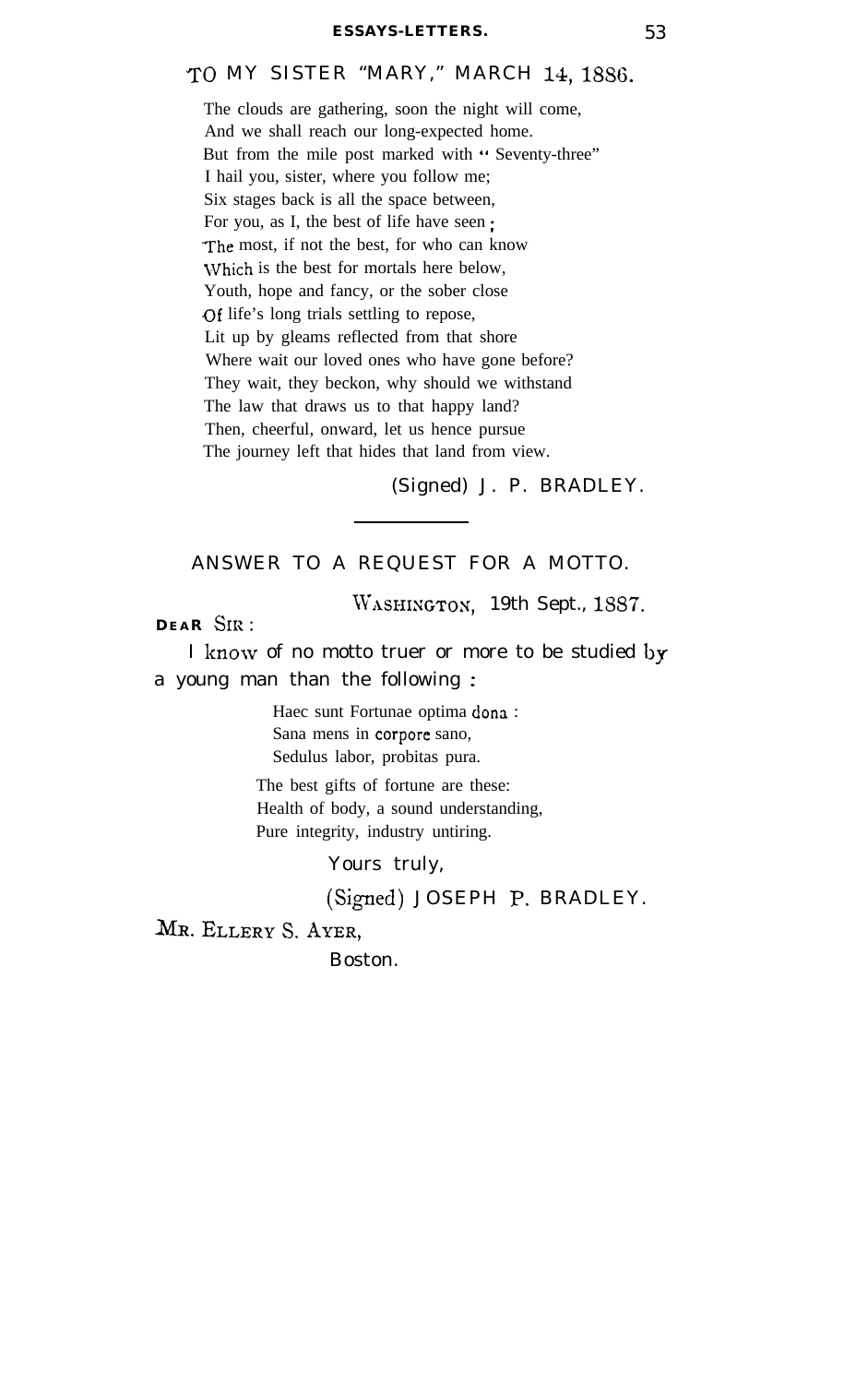## TO MY SISTER "MARY," MARCH 14, 1886.

The clouds are gathering, soon the night will come,
And we shall reach our long-expected home.
But from the mile post marked with " Seventy-three"
I hail you, sister, where you follow me;
Six stages back is all the space between,
For you, as I, the best of life have seen ;
The most, if not the best, for who can know
Which is the best for mortals here below,
Youth, hope and fancy, or the sober close
Of life's long trials settling to repose,
Lit up by gleams reflected from that shore
Where wait our loved ones who have gone before?
They wait, they beckon, why should we withstand
The law that draws us to that happy land?
Then, cheerful, onward, let us hence pursue
The journey left that hides that land from view.

(Signed) J. P. BRADLEY.

---

## ANSWER TO A REQUEST FOR A MOTTO.

WASHINGTON, 19th Sept., 1887.

DEAR SIR :

I know of no motto truer or more to be studied by a young man than the following :

Haec sunt Fortunae optima dona :
Sana mens in corpore sano,
Sedulus labor, probitas pura.

The best gifts of fortune are these:
Health of body, a sound understanding,
Pure integrity, industry untiring.

Yours truly,

(Signed) JOSEPH P. BRADLEY.

MR. ELLERY S. AYER,
Boston.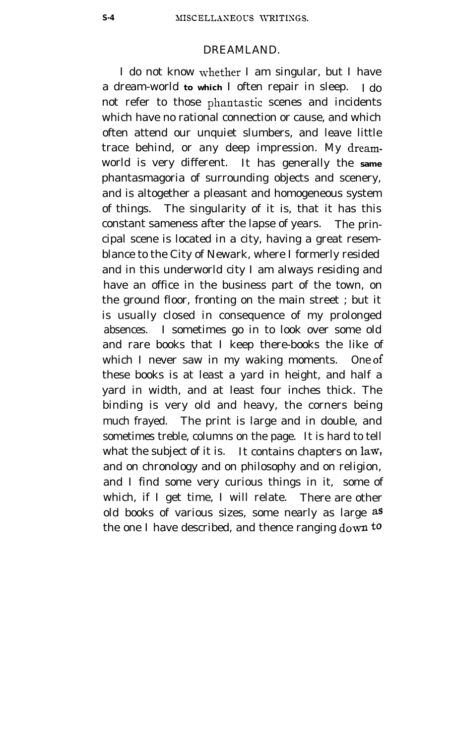## DREAMLAND.

I do not know whether I am singular, but I have a dream-world to which I often repair in sleep. I do not refer to those phantastic scenes and incidents which have no rational connection or cause, and which often attend our unquiet slumbers, and leave little trace behind, or any deep impression. My dream-world is very different. It has generally the same phantasmagoria of surrounding objects and scenery, and is altogether a pleasant and homogeneous system of things. The singularity of it is, that it has this constant sameness after the lapse of years. The principal scene is located in a city, having a great resemblance to the City of Newark, where I formerly resided and in this underworld city I am always residing and have an office in the business part of the town, on the ground floor, fronting on the main street ; but it is usually closed in consequence of my prolonged absences. I sometimes go in to look over some old and rare books that I keep there-books the like of which I never saw in my waking moments. One of these books is at least a yard in height, and half a yard in width, and at least four inches thick. The binding is very old and heavy, the corners being much frayed. The print is large and in double, and sometimes treble, columns on the page. It is hard to tell what the subject of it is. It contains chapters on law, and on chronology and on philosophy and on religion, and I find some very curious things in it, some of which, if I get time, I will relate. There are other old books of various sizes, some nearly as large as the one I have described, and thence ranging down to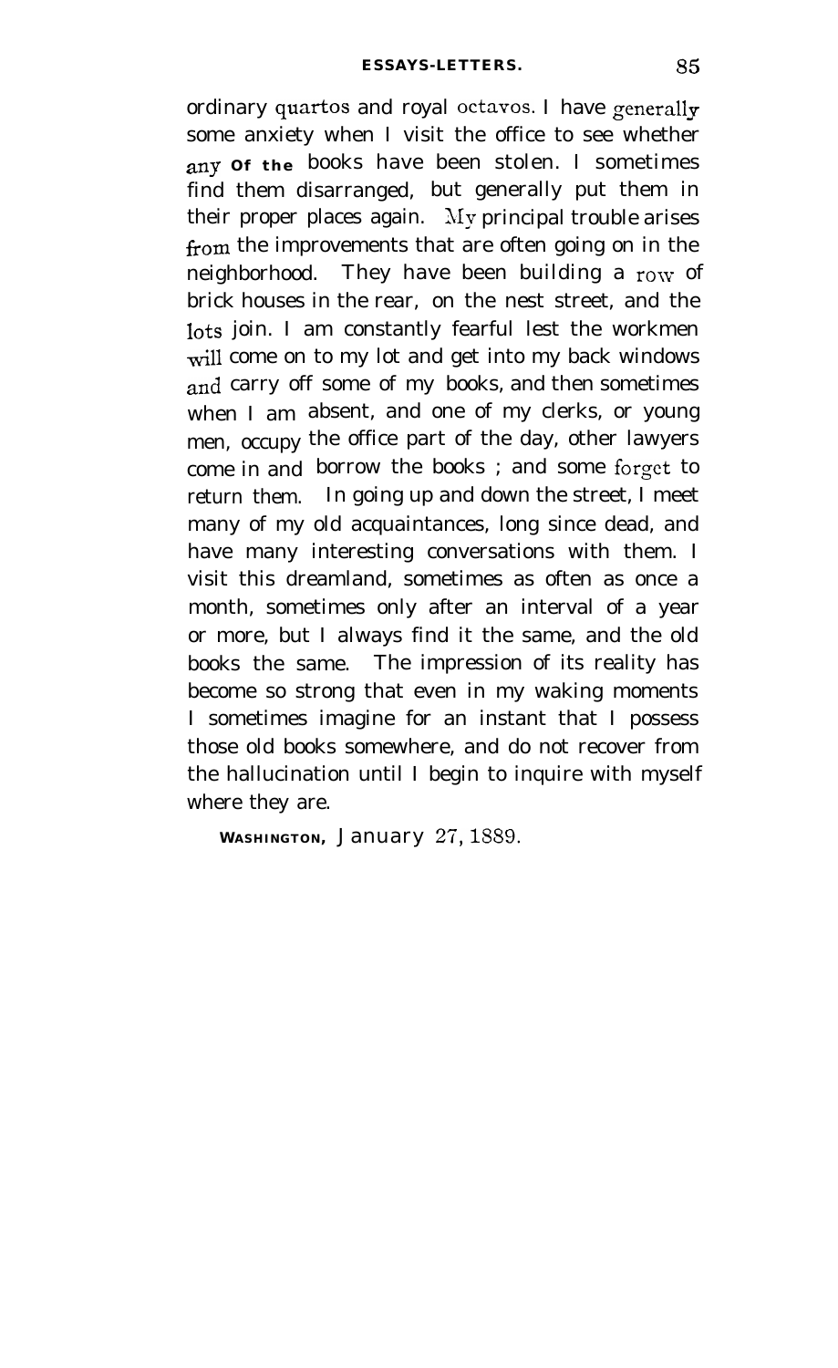ordinary quartos and royal octavos. I have generally some anxiety when I visit the office to see whether any of the books have been stolen. I sometimes find them disarranged, but generally put them in their proper places again. My principal trouble arises from the improvements that are often going on in the neighborhood. They have been building a row of brick houses in the rear, on the nest street, and the lots join. I am constantly fearful lest the workmen will come on to my lot and get into my back windows and carry off some of my books, and then sometimes when I am absent, and one of my clerks, or young men, occupy the office part of the day, other lawyers come in and borrow the books ; and some forget to return them. In going up and down the street, I meet many of my old acquaintances, long since dead, and have many interesting conversations with them. I visit this dreamland, sometimes as often as once a month, sometimes only after an interval of a year or more, but I always find it the same, and the old books the same. The impression of its reality has become so strong that even in my waking moments I sometimes imagine for an instant that I possess those old books somewhere, and do not recover from the hallucination until I begin to inquire with myself where they are.

WASHINGTON, January 27, 1889.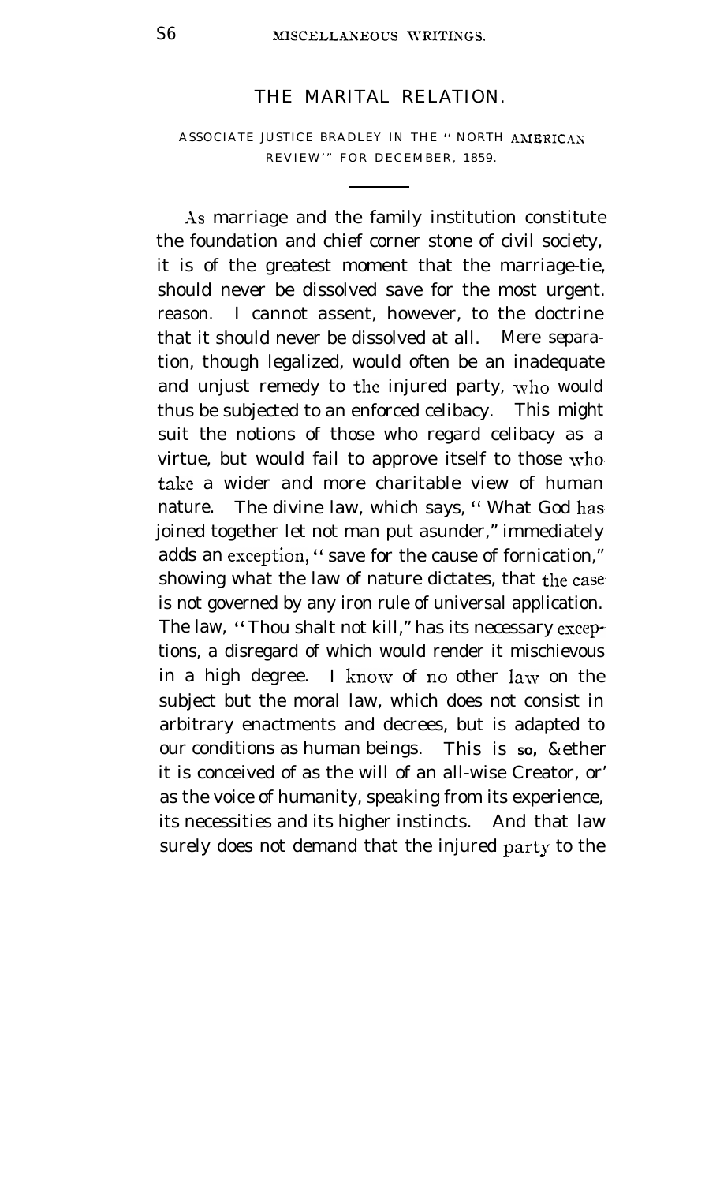## THE MARITAL RELATION.

ASSOCIATE JUSTICE BRADLEY IN THE "NORTH AMERICAN REVIEW" FOR DECEMBER, 1859.

---

As marriage and the family institution constitute the foundation and chief corner stone of civil society, it is of the greatest moment that the marriage-tie, should never be dissolved save for the most urgent. reason. I cannot assent, however, to the doctrine that it should never be dissolved at all. Mere separation, though legalized, would often be an inadequate and unjust remedy to the injured party, who would thus be subjected to an enforced celibacy. This might suit the notions of those who regard celibacy as a virtue, but would fail to approve itself to those who take a wider and more charitable view of human nature. The divine law, which says, "What God has joined together let not man put asunder," immediately adds an exception, "save for the cause of fornication," showing what the law of nature dictates, that the case is not governed by any iron rule of universal application. The law, "Thou shalt not kill," has its necessary exceptions, a disregard of which would render it mischievous in a high degree. I know of no other law on the subject but the moral law, which does not consist in arbitrary enactments and decrees, but is adapted to our conditions as human beings. This is so, whether it is conceived of as the will of an all-wise Creator, or as the voice of humanity, speaking from its experience, its necessities and its higher instincts. And that law surely does not demand that the injured party to the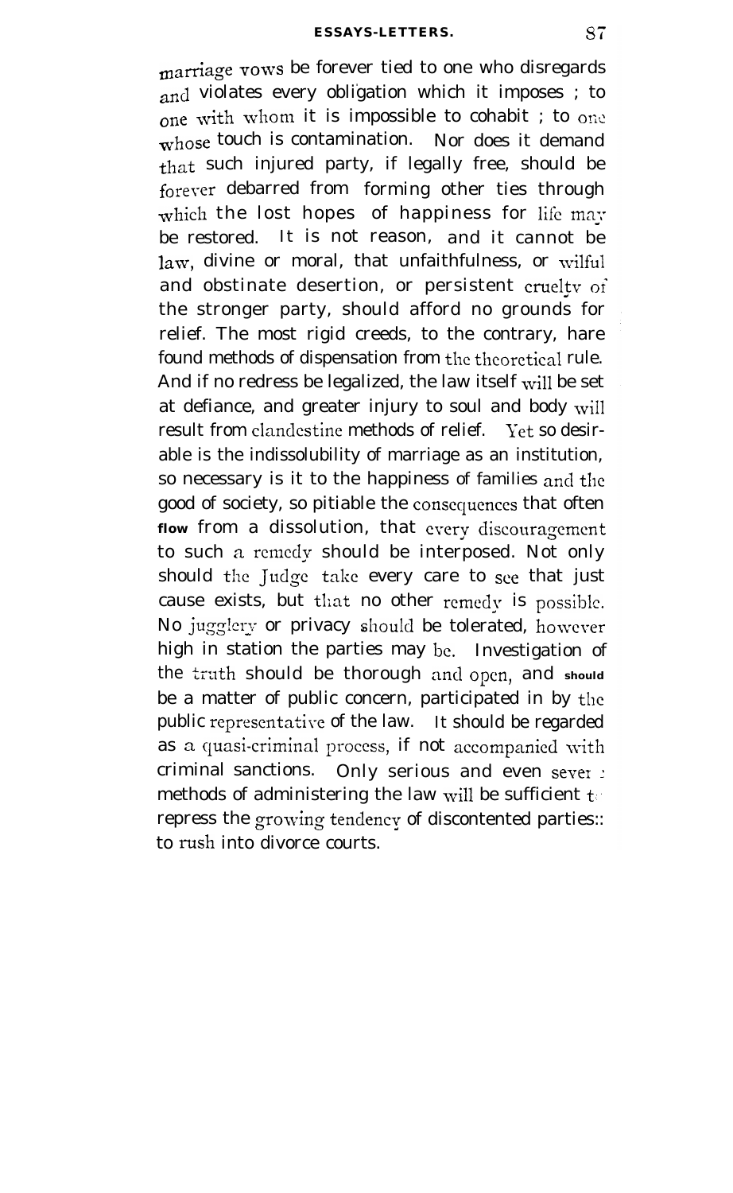marriage vows be forever tied to one who disregards and violates every obligation which it imposes ; to one with whom it is impossible to cohabit ; to one whose touch is contamination. Nor does it demand that such injured party, if legally free, should be forever debarred from forming other ties through which the lost hopes of happiness for life may be restored. It is not reason, and it cannot be law, divine or moral, that unfaithfulness, or wilful and obstinate desertion, or persistent cruelty of the stronger party, should afford no grounds for relief. The most rigid creeds, to the contrary, hare found methods of dispensation from the theoretical rule. And if no redress be legalized, the law itself will be set at defiance, and greater injury to soul and body will result from clandestine methods of relief. Yet so desirable is the indissolubility of marriage as an institution, so necessary is it to the happiness of families and the good of society, so pitiable the consequences that often flow from a dissolution, that every discouragement to such a remedy should be interposed. Not only should the Judge take every care to see that just cause exists, but that no other remedy is possible. No jugglery or privacy should be tolerated, however high in station the parties may be. Investigation of the truth should be thorough and open, and should be a matter of public concern, participated in by the public representative of the law. It should be regarded as a quasi-criminal process, if not accompanied with criminal sanctions. Only serious and even severe methods of administering the law will be sufficient to repress the growing tendency of discontented parties to rush into divorce courts.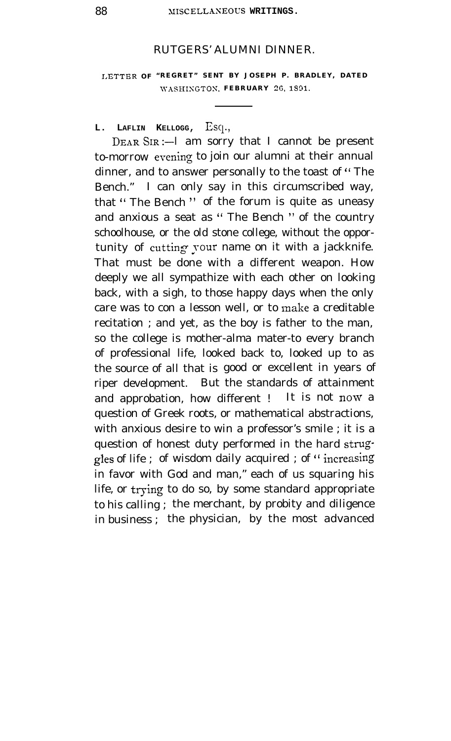## RUTGERS' ALUMNI DINNER.

LETTER OF "REGRET" SENT BY JOSEPH P. BRADLEY, DATED WASHINGTON, FEBRUARY 26, 1891.

---

L. LAFLIN KELLOGG, Esq.,

DEAR SIR:—I am sorry that I cannot be present to-morrow evening to join our alumni at their annual dinner, and to answer personally to the toast of "The Bench." I can only say in this circumscribed way, that "The Bench" of the forum is quite as uneasy and anxious a seat as "The Bench" of the country schoolhouse, or the old stone college, without the opportunity of cutting your name on it with a jackknife. That must be done with a different weapon. How deeply we all sympathize with each other on looking back, with a sigh, to those happy days when the only care was to con a lesson well, or to make a creditable recitation; and yet, as the boy is father to the man, so the college is mother-alma mater-to every branch of professional life, looked back to, looked up to as the source of all that is good or excellent in years of riper development. But the standards of attainment and approbation, how different! It is not now a question of Greek roots, or mathematical abstractions, with anxious desire to win a professor's smile; it is a question of honest duty performed in the hard struggles of life; of wisdom daily acquired; of "increasing in favor with God and man," each of us squaring his life, or trying to do so, by some standard appropriate to his calling; the merchant, by probity and diligence in business; the physician, by the most advanced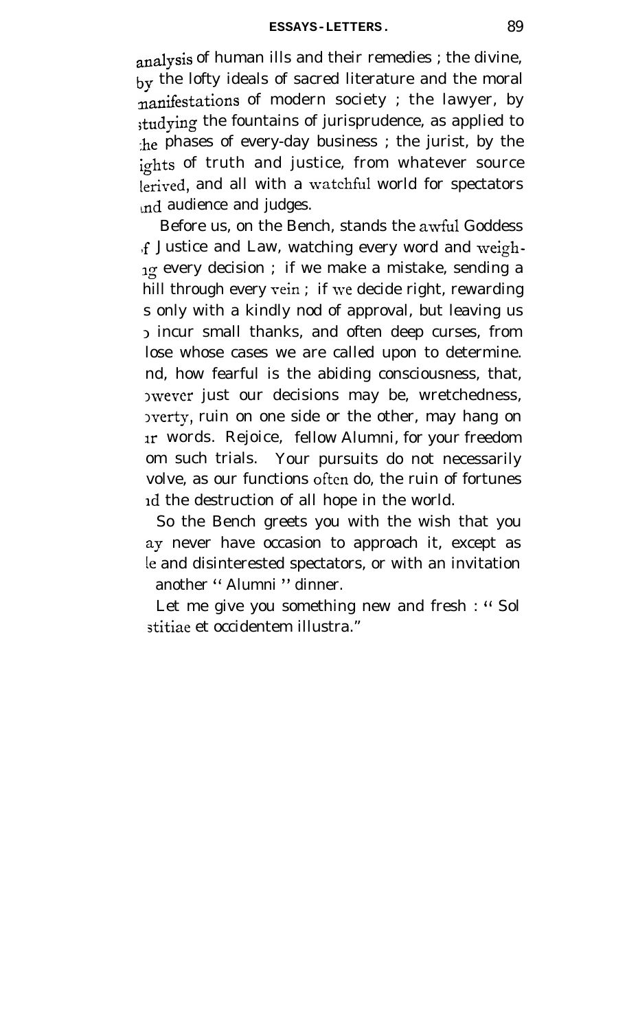analysis of human ills and their remedies ; the divine, by the lofty ideals of sacred literature and the moral manifestations of modern society ; the lawyer, by studying the fountains of jurisprudence, as applied to the phases of every-day business ; the jurist, by the lights of truth and justice, from whatever source derived, and all with a watchful world for spectators and audience and judges.

Before us, on the Bench, stands the awful Goddess of Justice and Law, watching every word and weighing every decision ; if we make a mistake, sending a chill through every vein ; if we decide right, rewarding us only with a kindly nod of approval, but leaving us to incur small thanks, and often deep curses, from those whose cases we are called upon to determine. And, how fearful is the abiding consciousness, that, however just our decisions may be, wretchedness, poverty, ruin on one side or the other, may hang on our words. Rejoice, fellow Alumni, for your freedom from such trials. Your pursuits do not necessarily involve, as our functions often do, the ruin of fortunes and the destruction of all hope in the world.

So the Bench greets you with the wish that you may never have occasion to approach it, except as idle and disinterested spectators, or with an invitation to another " Alumni " dinner.

Let me give you something new and fresh : " Sol Justitiae et occidentem illustra."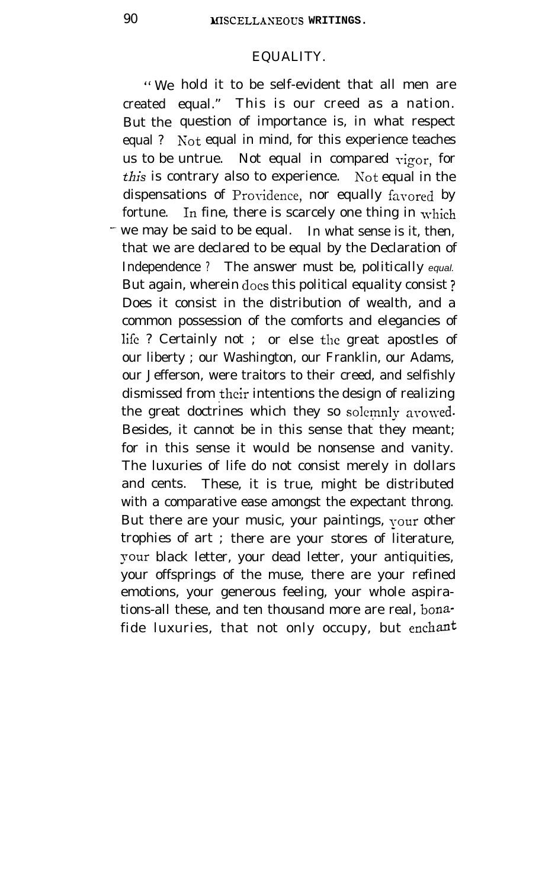## EQUALITY.

"We hold it to be self-evident that all men are created equal." This is our creed as a nation. But the question of importance is, in what respect equal? Not equal in mind, for this experience teaches us to be untrue. Not equal in compared vigor, for *this* is contrary also to experience. Not equal in the dispensations of Providence, nor equally favored by fortune. In fine, there is scarcely one thing in which we may be said to be equal. In what sense is it, then, that we are declared to be equal by the Declaration of Independence? The answer must be, politically *equal.* But again, wherein does this political equality consist? Does it consist in the distribution of wealth, and a common possession of the comforts and elegancies of life? Certainly not; or else the great apostles of our liberty; our Washington, our Franklin, our Adams, our Jefferson, were traitors to their creed, and selfishly dismissed from their intentions the design of realizing the great doctrines which they so solemnly avowed. Besides, it cannot be in this sense that they meant; for in this sense it would be nonsense and vanity. The luxuries of life do not consist merely in dollars and cents. These, it is true, might be distributed with a comparative ease amongst the expectant throng. But there are your music, your paintings, your other trophies of art; there are your stores of literature, your black letter, your dead letter, your antiquities, your offsprings of the muse, there are your refined emotions, your generous feeling, your whole aspirations-all these, and ten thousand more are real, bona-fide luxuries, that not only occupy, but enchant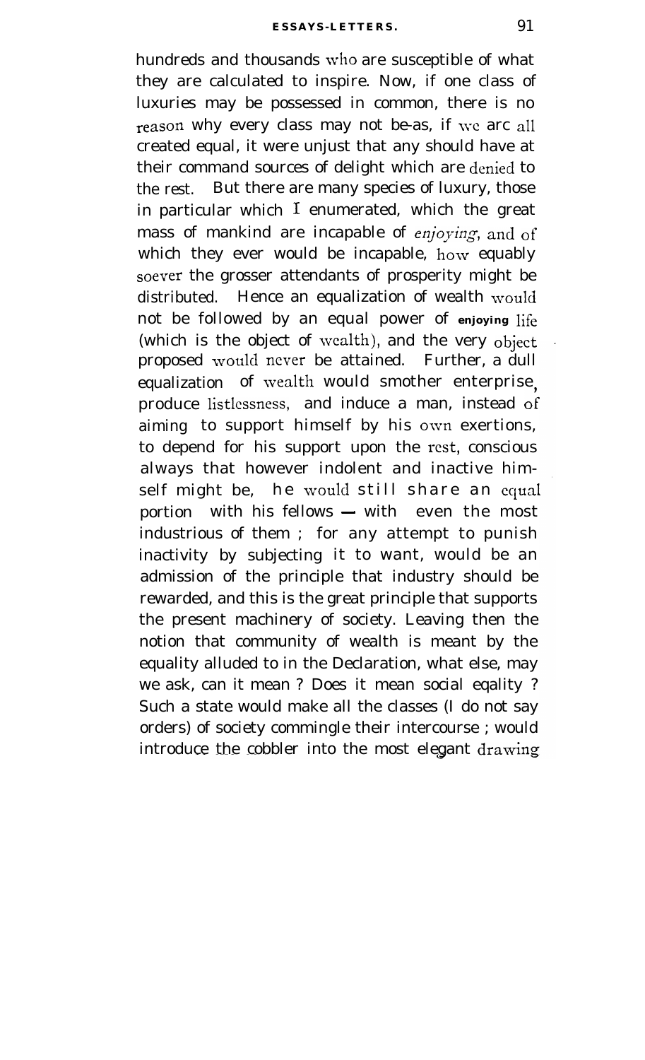hundreds and thousands who are susceptible of what they are calculated to inspire. Now, if one class of luxuries may be possessed in common, there is no reason why every class may not be-as, if we arc all created equal, it were unjust that any should have at their command sources of delight which are denied to the rest. But there are many species of luxury, those in particular which I enumerated, which the great mass of mankind are incapable of *enjoying*, and of which they ever would be incapable, how equably soever the grosser attendants of prosperity might be distributed. Hence an equalization of wealth would not be followed by an equal power of **enjoying** life (which is the object of wealth), and the very object proposed would never be attained. Further, a dull equalization of wealth would smother enterprise, produce listlessness, and induce a man, instead of aiming to support himself by his own exertions, to depend for his support upon the rest, conscious always that however indolent and inactive himself might be, he would still share an equal portion with his fellows — with even the most industrious of them ; for any attempt to punish inactivity by subjecting it to want, would be an admission of the principle that industry should be rewarded, and this is the great principle that supports the present machinery of society. Leaving then the notion that community of wealth is meant by the equality alluded to in the Declaration, what else, may we ask, can it mean ? Does it mean social eqality ? Such a state would make all the classes (I do not say orders) of society commingle their intercourse ; would introduce the cobbler into the most elegant drawing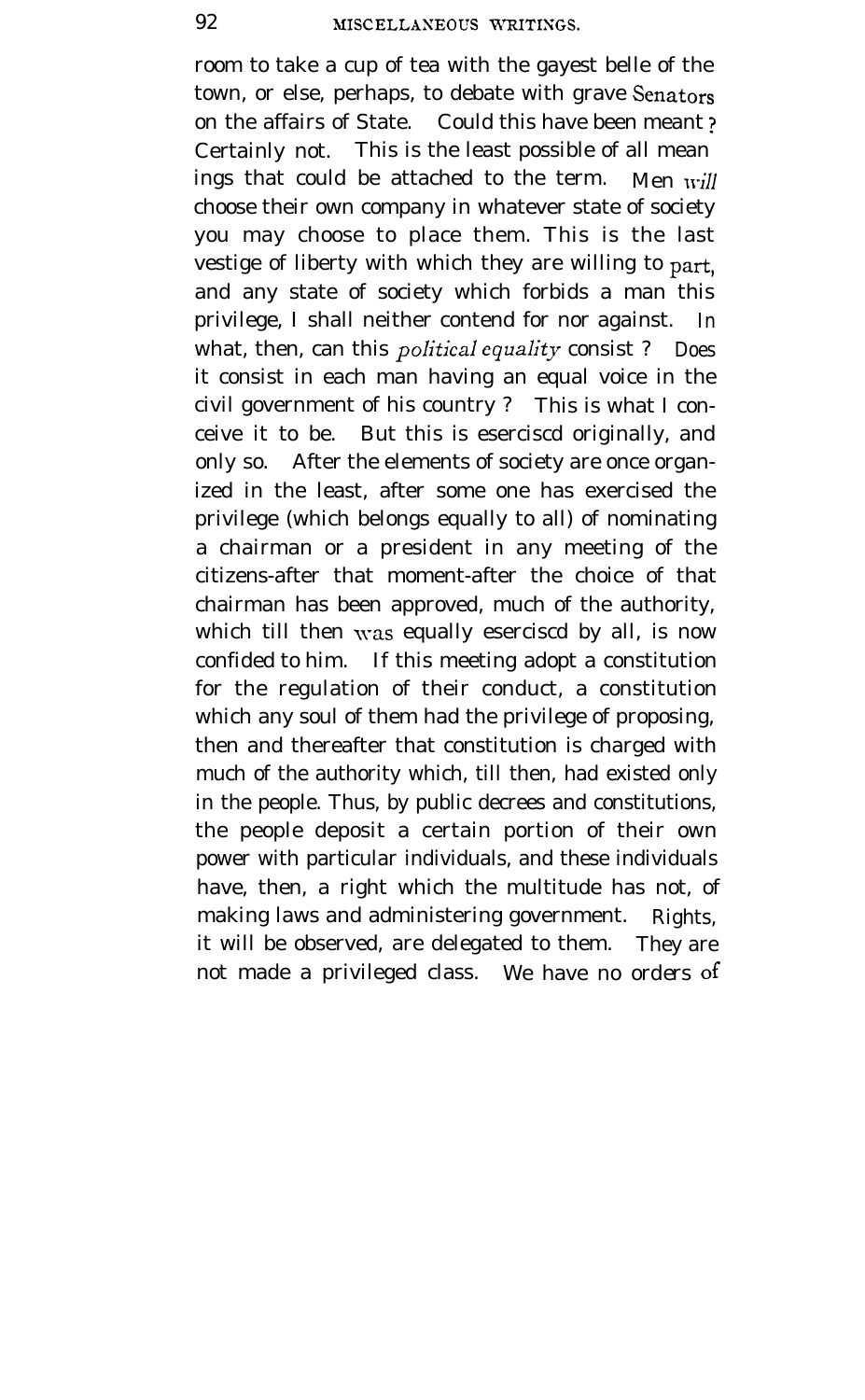room to take a cup of tea with the gayest belle of the town, or else, perhaps, to debate with grave Senators on the affairs of State. Could this have been meant? Certainly not. This is the least possible of all meanings that could be attached to the term. Men *will* choose their own company in whatever state of society you may choose to place them. This is the last vestige of liberty with which they are willing to part, and any state of society which forbids a man this privilege, I shall neither contend for nor against. In what, then, can this *political equality* consist? Does it consist in each man having an equal voice in the civil government of his country? This is what I conceive it to be. But this is esercised originally, and only so. After the elements of society are once organized in the least, after some one has exercised the privilege (which belongs equally to all) of nominating a chairman or a president in any meeting of the citizens-after that moment-after the choice of that chairman has been approved, much of the authority, which till then was equally esercised by all, is now confided to him. If this meeting adopt a constitution for the regulation of their conduct, a constitution which any soul of them had the privilege of proposing, then and thereafter that constitution is charged with much of the authority which, till then, had existed only in the people. Thus, by public decrees and constitutions, the people deposit a certain portion of their own power with particular individuals, and these individuals have, then, a right which the multitude has not, of making laws and administering government. Rights, it will be observed, are delegated to them. They are not made a privileged class. We have no orders of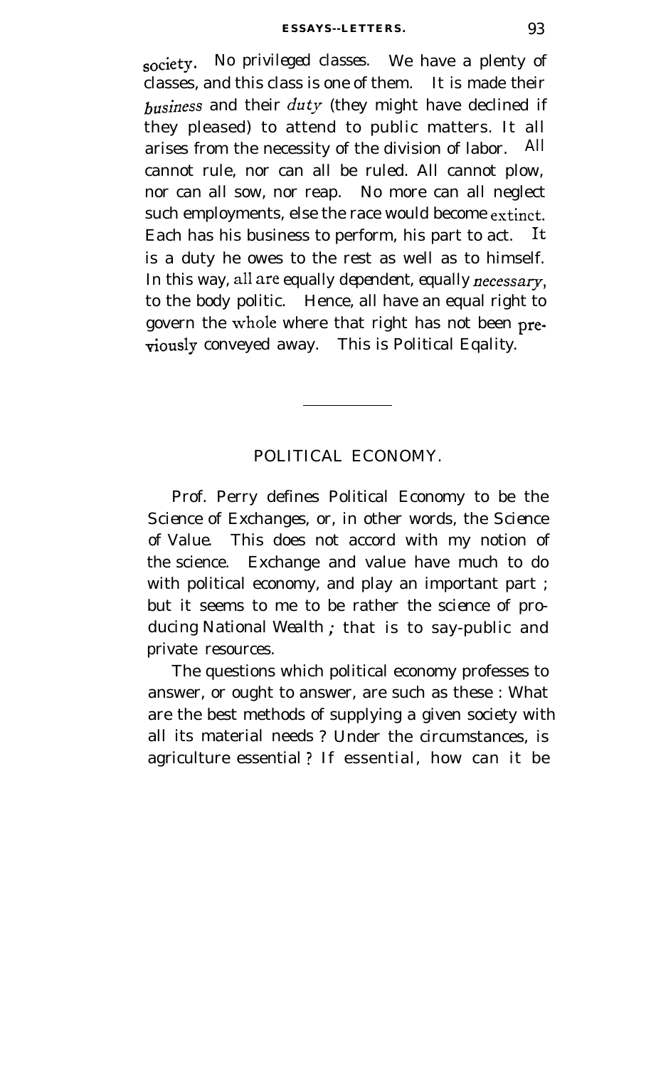society. *No privileged classes.* We have a plenty of classes, and this class is one of them. It is made their *business* and their *duty* (they might have declined if they pleased) to attend to public matters. It all arises from the necessity of the division of labor. All cannot rule, nor can all be ruled. All cannot plow, nor can all sow, nor reap. No more can all neglect such employments, else the race would become extinct. Each has his business to perform, his part to act. It is a duty he owes to the rest as well as to himself. In this way, *all are equally dependent, equally necessary*, to the body politic. Hence, all have an equal right to govern the whole where that right has not been previously conveyed away. This is Political Eqality.

---

## POLITICAL ECONOMY.

Prof. Perry defines Political Economy to be the *Science of Exchanges*, or, in other words, the *Science of Value*. This does not accord with my notion of the science. Exchange and value have much to do with political economy, and play an important part ; but it seems to me to be rather the science of producing *National Wealth* ; that is to say-public and private resources.

The questions which political economy professes to answer, or ought to answer, are such as these : What are the best methods of supplying a given society with all its material needs ? Under the circumstances, is agriculture essential ? If essential, how can it be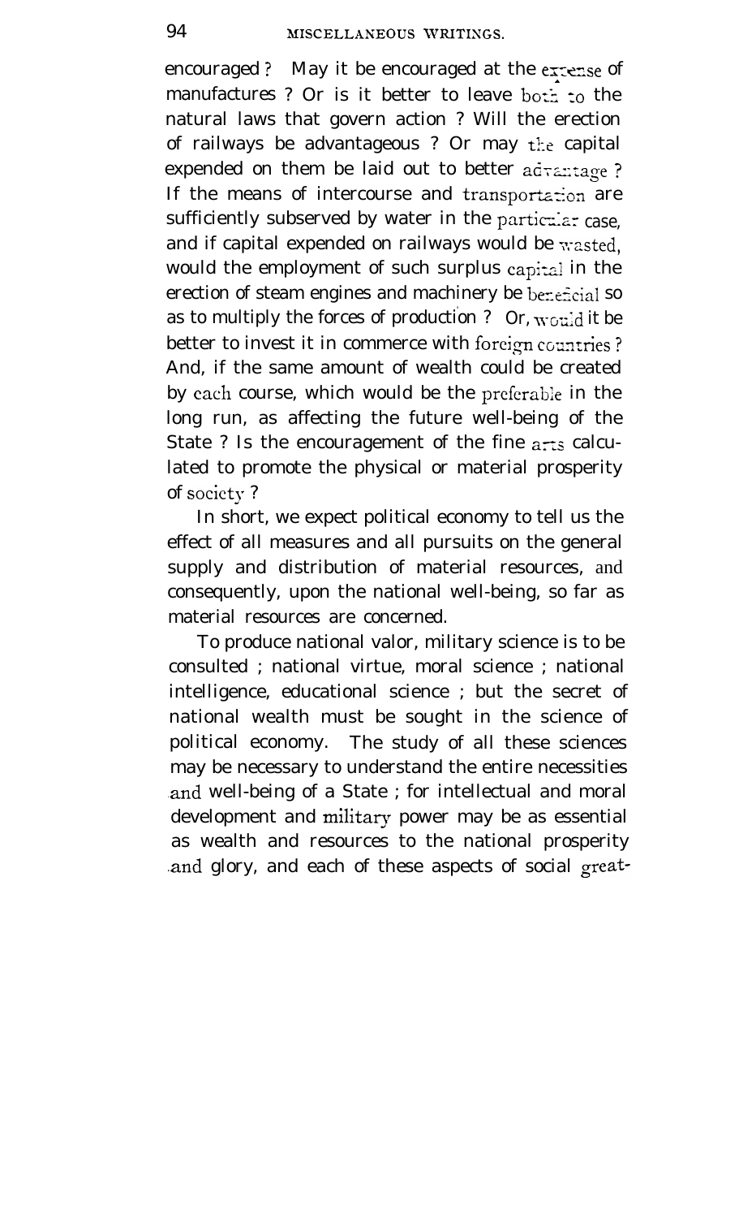encouraged ? May it be encouraged at the expense of manufactures ? Or is it better to leave both to the natural laws that govern action ? Will the erection of railways be advantageous ? Or may the capital expended on them be laid out to better advantage ? If the means of intercourse and transportation are sufficiently subserved by water in the particular case, and if capital expended on railways would be wasted, would the employment of such surplus capital in the erection of steam engines and machinery be beneficial so as to multiply the forces of production ? Or, would it be better to invest it in commerce with foreign countries ? And, if the same amount of wealth could be created by each course, which would be the preferable in the long run, as affecting the future well-being of the State ? Is the encouragement of the fine arts calculated to promote the physical or material prosperity of society ?

In short, we expect political economy to tell us the effect of all measures and all pursuits on the general supply and distribution of material resources, and consequently, upon the national well-being, so far as material resources are concerned.

To produce national valor, military science is to be consulted ; national virtue, moral science ; national intelligence, educational science ; but the secret of national wealth must be sought in the science of political economy. The study of all these sciences may be necessary to understand the entire necessities and well-being of a State ; for intellectual and moral development and military power may be as essential as wealth and resources to the national prosperity and glory, and each of these aspects of social great-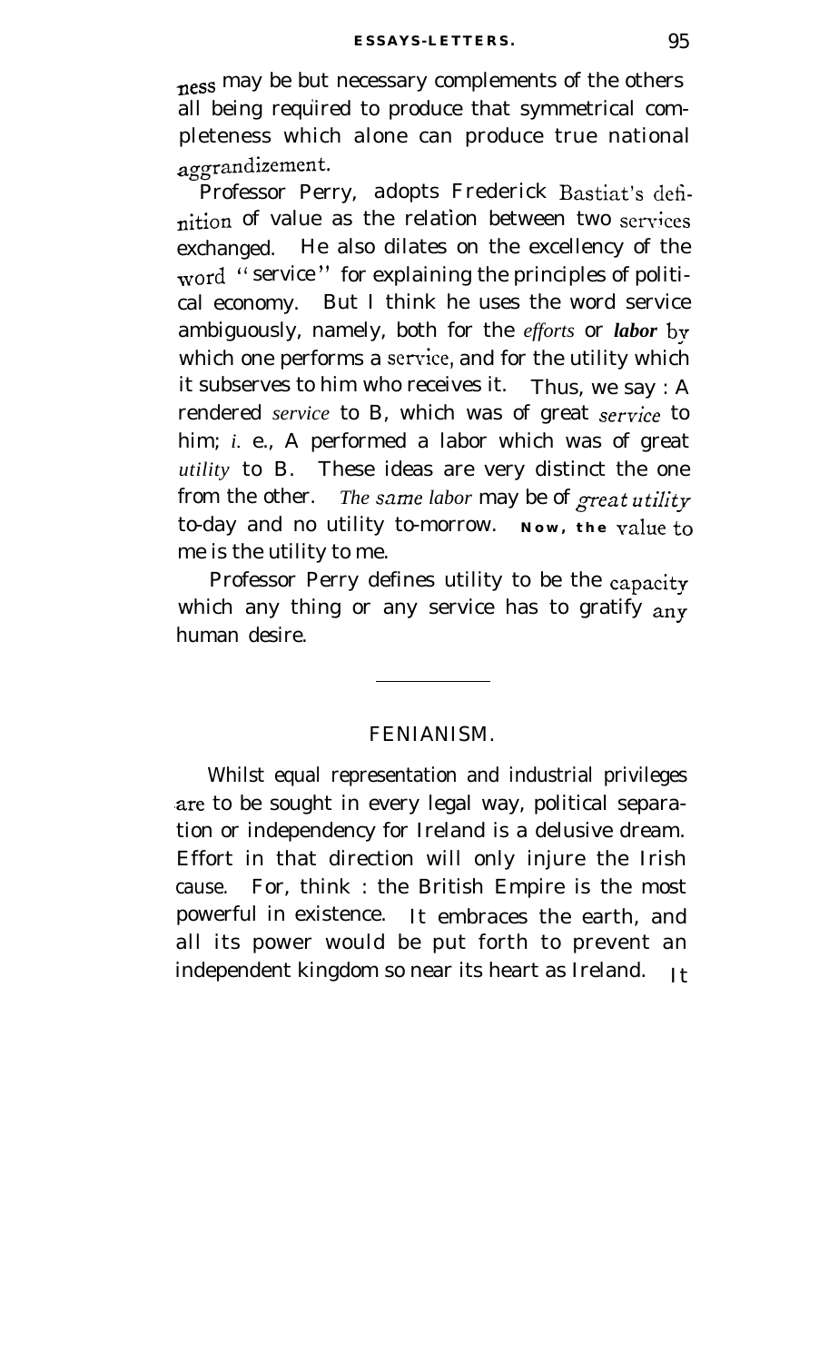ness may be but necessary complements of the others all being required to produce that symmetrical completeness which alone can produce true national aggrandizement.

Professor Perry, adopts Frederick Bastiat's definition of value as the relation between two services exchanged. He also dilates on the excellency of the word "service" for explaining the principles of political economy. But I think he uses the word service ambiguously, namely, both for the *efforts* or ***labor*** by which one performs a service, and for the utility which it subserves to him who receives it. Thus, we say : A rendered *service* to B, which was of great *service* to him; *i.* e., A performed a labor which was of great *utility* to B. These ideas are very distinct the one from the other. *The same labor* may be of *great utility* to-day and no utility to-morrow. **Now, the** value to me is the utility to me.

Professor Perry defines utility to be the capacity which any thing or any service has to gratify any human desire.

---

## FENIANISM.

Whilst equal representation and industrial privileges are to be sought in every legal way, political separation or independency for Ireland is a delusive dream. Effort in that direction will only injure the Irish cause. For, think : the British Empire is the most powerful in existence. It embraces the earth, and all its power would be put forth to prevent an independent kingdom so near its heart as Ireland. It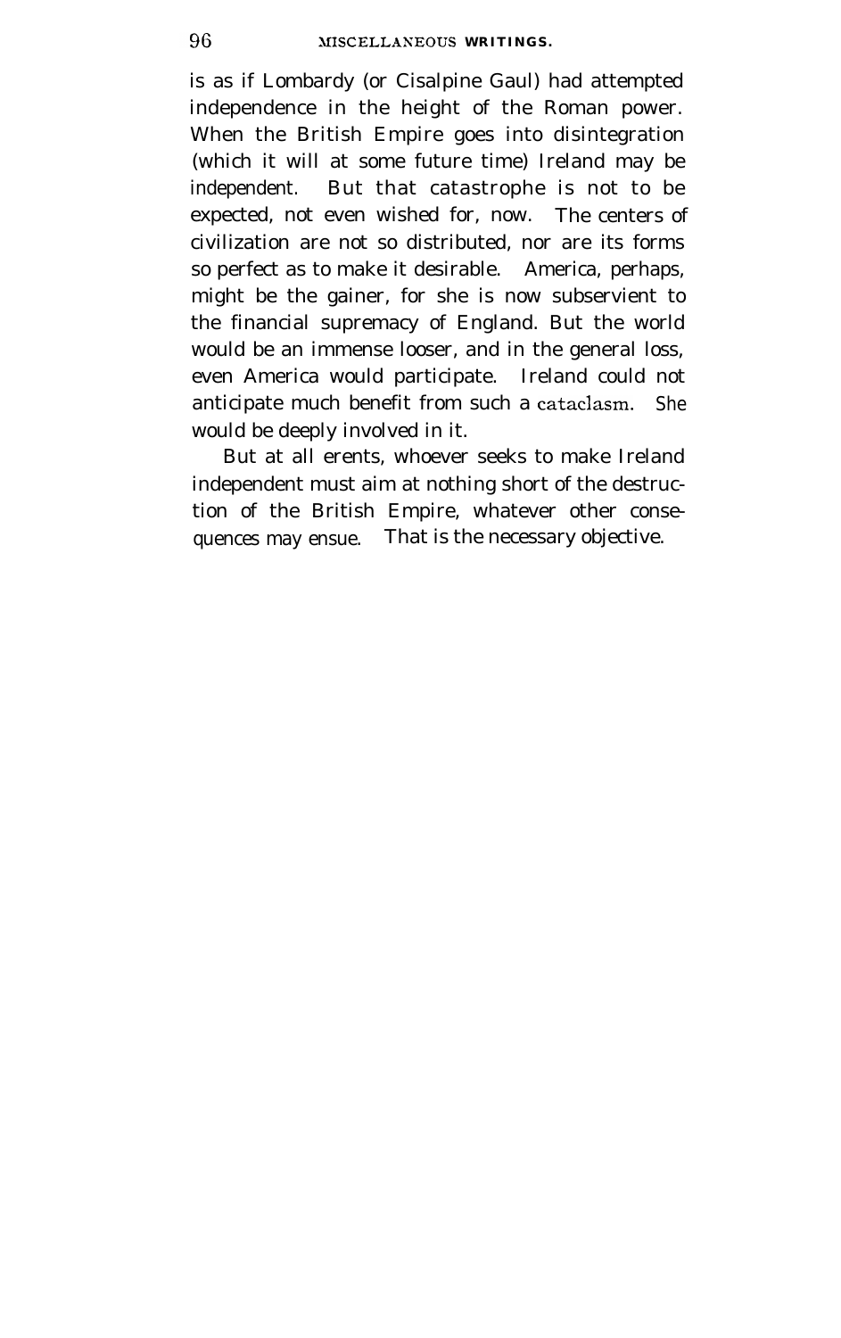is as if Lombardy (or Cisalpine Gaul) had attempted independence in the height of the Roman power. When the British Empire goes into disintegration (which it will at some future time) Ireland may be independent. But that catastrophe is not to be expected, not even wished for, now. The centers of civilization are not so distributed, nor are its forms so perfect as to make it desirable. America, perhaps, might be the gainer, for she is now subservient to the financial supremacy of England. But the world would be an immense looser, and in the general loss, even America would participate. Ireland could not anticipate much benefit from such a cataclasm. She would be deeply involved in it.

But at all erents, whoever seeks to make Ireland independent must aim at nothing short of the destruction of the British Empire, whatever other consequences may ensue. That is the necessary objective.